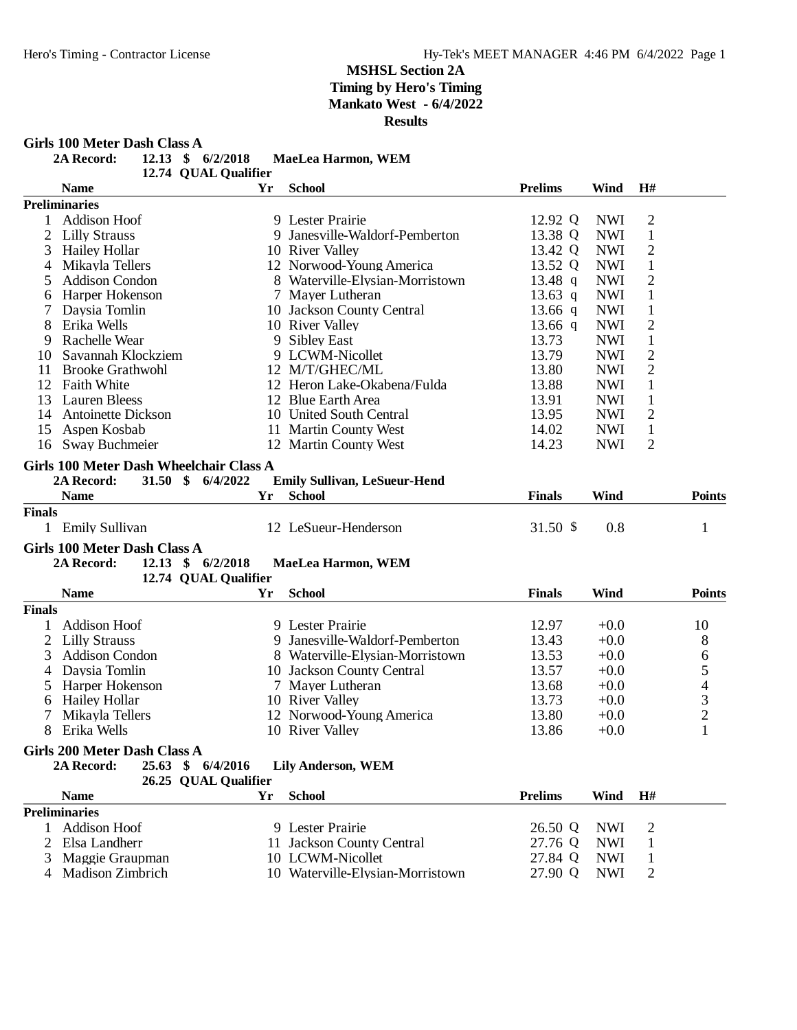# MSHSL Section 2A
## Timing by Hero's Timing
## Mankato West - 6/4/2022
## Results

### Girls 100 Meter Dash Class A

**2A Record:** 12.13 $ 6/2/2018 **MaeLea Harmon, WEM**
12.74 QUAL Qualifier

| | Name | Yr | School | Prelims | Wind | H# |
|---|---|---|---|---|---|---|
| **Preliminaries** | | | | | | |
| 1 | Addison Hoof | 9 | Lester Prairie | 12.92 Q | NWI | 2 |
| 2 | Lilly Strauss | 9 | Janesville-Waldorf-Pemberton | 13.38 Q | NWI | 1 |
| 3 | Hailey Hollar | 10 | River Valley | 13.42 Q | NWI | 2 |
| 4 | Mikayla Tellers | 12 | Norwood-Young America | 13.52 Q | NWI | 1 |
| 5 | Addison Condon | 8 | Waterville-Elysian-Morristown | 13.48 q | NWI | 2 |
| 6 | Harper Hokenson | 7 | Mayer Lutheran | 13.63 q | NWI | 1 |
| 7 | Daysia Tomlin | 10 | Jackson County Central | 13.66 q | NWI | 1 |
| 8 | Erika Wells | 10 | River Valley | 13.66 q | NWI | 2 |
| 9 | Rachelle Wear | 9 | Sibley East | 13.73 | NWI | 1 |
| 10 | Savannah Klockziem | 9 | LCWM-Nicollet | 13.79 | NWI | 2 |
| 11 | Brooke Grathwohl | 12 | M/T/GHEC/ML | 13.80 | NWI | 2 |
| 12 | Faith White | 12 | Heron Lake-Okabena/Fulda | 13.88 | NWI | 1 |
| 13 | Lauren Bleess | 12 | Blue Earth Area | 13.91 | NWI | 1 |
| 14 | Antoinette Dickson | 10 | United South Central | 13.95 | NWI | 2 |
| 15 | Aspen Kosbab | 11 | Martin County West | 14.02 | NWI | 1 |
| 16 | Sway Buchmeier | 12 | Martin County West | 14.23 | NWI | 2 |

### Girls 100 Meter Dash Wheelchair Class A

**2A Record:** 31.50 $ 6/4/2022 **Emily Sullivan, LeSueur-Hend**

| | Name | Yr | School | Finals | Wind | Points |
|---|---|---|---|---|---|---|
| **Finals** | | | | | | |
| 1 | Emily Sullivan | 12 | LeSueur-Henderson | 31.50 $ | 0.8 | 1 |

### Girls 100 Meter Dash Class A

**2A Record:** 12.13 $ 6/2/2018 **MaeLea Harmon, WEM**
12.74 QUAL Qualifier

| | Name | Yr | School | Finals | Wind | Points |
|---|---|---|---|---|---|---|
| **Finals** | | | | | | |
| 1 | Addison Hoof | 9 | Lester Prairie | 12.97 | +0.0 | 10 |
| 2 | Lilly Strauss | 9 | Janesville-Waldorf-Pemberton | 13.43 | +0.0 | 8 |
| 3 | Addison Condon | 8 | Waterville-Elysian-Morristown | 13.53 | +0.0 | 6 |
| 4 | Daysia Tomlin | 10 | Jackson County Central | 13.57 | +0.0 | 5 |
| 5 | Harper Hokenson | 7 | Mayer Lutheran | 13.68 | +0.0 | 4 |
| 6 | Hailey Hollar | 10 | River Valley | 13.73 | +0.0 | 3 |
| 7 | Mikayla Tellers | 12 | Norwood-Young America | 13.80 | +0.0 | 2 |
| 8 | Erika Wells | 10 | River Valley | 13.86 | +0.0 | 1 |

### Girls 200 Meter Dash Class A

**2A Record:** 25.63 $ 6/4/2016 **Lily Anderson, WEM**
26.25 QUAL Qualifier

| | Name | Yr | School | Prelims | Wind | H# |
|---|---|---|---|---|---|---|
| **Preliminaries** | | | | | | |
| 1 | Addison Hoof | 9 | Lester Prairie | 26.50 Q | NWI | 2 |
| 2 | Elsa Landherr | 11 | Jackson County Central | 27.76 Q | NWI | 1 |
| 3 | Maggie Graupman | 10 | LCWM-Nicollet | 27.84 Q | NWI | 1 |
| 4 | Madison Zimbrich | 10 | Waterville-Elysian-Morristown | 27.90 Q | NWI | 2 |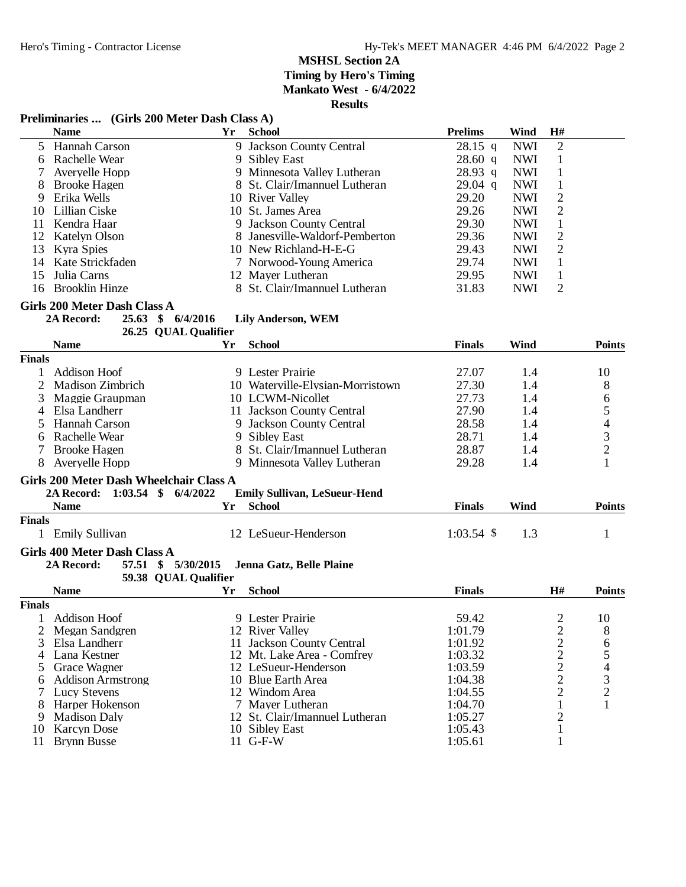**MSHSL Section 2A**
**Timing by Hero's Timing**
**Mankato West - 6/4/2022**
**Results**

### Preliminaries ... (Girls 200 Meter Dash Class A)

| | Name | Yr | School | Prelims | | Wind | H# |
|---|---|---|---|---|---|---|---|
| 5 | Hannah Carson | 9 | Jackson County Central | 28.15 | q | NWI | 2 |
| 6 | Rachelle Wear | 9 | Sibley East | 28.60 | q | NWI | 1 |
| 7 | Averyelle Hopp | 9 | Minnesota Valley Lutheran | 28.93 | q | NWI | 1 |
| 8 | Brooke Hagen | 8 | St. Clair/Imannuel Lutheran | 29.04 | q | NWI | 1 |
| 9 | Erika Wells | 10 | River Valley | 29.20 | | NWI | 2 |
| 10 | Lillian Ciske | 10 | St. James Area | 29.26 | | NWI | 2 |
| 11 | Kendra Haar | 9 | Jackson County Central | 29.30 | | NWI | 1 |
| 12 | Katelyn Olson | 8 | Janesville-Waldorf-Pemberton | 29.36 | | NWI | 2 |
| 13 | Kyra Spies | 10 | New Richland-H-E-G | 29.43 | | NWI | 2 |
| 14 | Kate Strickfaden | 7 | Norwood-Young America | 29.74 | | NWI | 1 |
| 15 | Julia Carns | 12 | Mayer Lutheran | 29.95 | | NWI | 1 |
| 16 | Brooklin Hinze | 8 | St. Clair/Imannuel Lutheran | 31.83 | | NWI | 2 |

### Girls 200 Meter Dash Class A

**2A Record: 25.63 $ 6/4/2016 Lily Anderson, WEM**
**26.25 QUAL Qualifier**

| | Name | Yr | School | Finals | Wind | Points |
|---|---|---|---|---|---|---|
| **Finals** | | | | | | |
| 1 | Addison Hoof | 9 | Lester Prairie | 27.07 | 1.4 | 10 |
| 2 | Madison Zimbrich | 10 | Waterville-Elysian-Morristown | 27.30 | 1.4 | 8 |
| 3 | Maggie Graupman | 10 | LCWM-Nicollet | 27.73 | 1.4 | 6 |
| 4 | Elsa Landherr | 11 | Jackson County Central | 27.90 | 1.4 | 5 |
| 5 | Hannah Carson | 9 | Jackson County Central | 28.58 | 1.4 | 4 |
| 6 | Rachelle Wear | 9 | Sibley East | 28.71 | 1.4 | 3 |
| 7 | Brooke Hagen | 8 | St. Clair/Imannuel Lutheran | 28.87 | 1.4 | 2 |
| 8 | Averyelle Hopp | 9 | Minnesota Valley Lutheran | 29.28 | 1.4 | 1 |

### Girls 200 Meter Dash Wheelchair Class A

**2A Record: 1:03.54 $ 6/4/2022 Emily Sullivan, LeSueur-Hend**

| | Name | Yr | School | Finals | Wind | Points |
|---|---|---|---|---|---|---|
| **Finals** | | | | | | |
| 1 | Emily Sullivan | 12 | LeSueur-Henderson | 1:03.54 $ | 1.3 | 1 |

### Girls 400 Meter Dash Class A

**2A Record: 57.51 $ 5/30/2015 Jenna Gatz, Belle Plaine**
**59.38 QUAL Qualifier**

| | Name | Yr | School | Finals | H# | Points |
|---|---|---|---|---|---|---|
| **Finals** | | | | | | |
| 1 | Addison Hoof | 9 | Lester Prairie | 59.42 | 2 | 10 |
| 2 | Megan Sandgren | 12 | River Valley | 1:01.79 | 2 | 8 |
| 3 | Elsa Landherr | 11 | Jackson County Central | 1:01.92 | 2 | 6 |
| 4 | Lana Kestner | 12 | Mt. Lake Area - Comfrey | 1:03.32 | 2 | 5 |
| 5 | Grace Wagner | 12 | LeSueur-Henderson | 1:03.59 | 2 | 4 |
| 6 | Addison Armstrong | 10 | Blue Earth Area | 1:04.38 | 2 | 3 |
| 7 | Lucy Stevens | 12 | Windom Area | 1:04.55 | 2 | 2 |
| 8 | Harper Hokenson | 7 | Mayer Lutheran | 1:04.70 | 1 | 1 |
| 9 | Madison Daly | 12 | St. Clair/Imannuel Lutheran | 1:05.27 | 2 | |
| 10 | Karcyn Dose | 10 | Sibley East | 1:05.43 | 1 | |
| 11 | Brynn Busse | 11 | G-F-W | 1:05.61 | 1 | |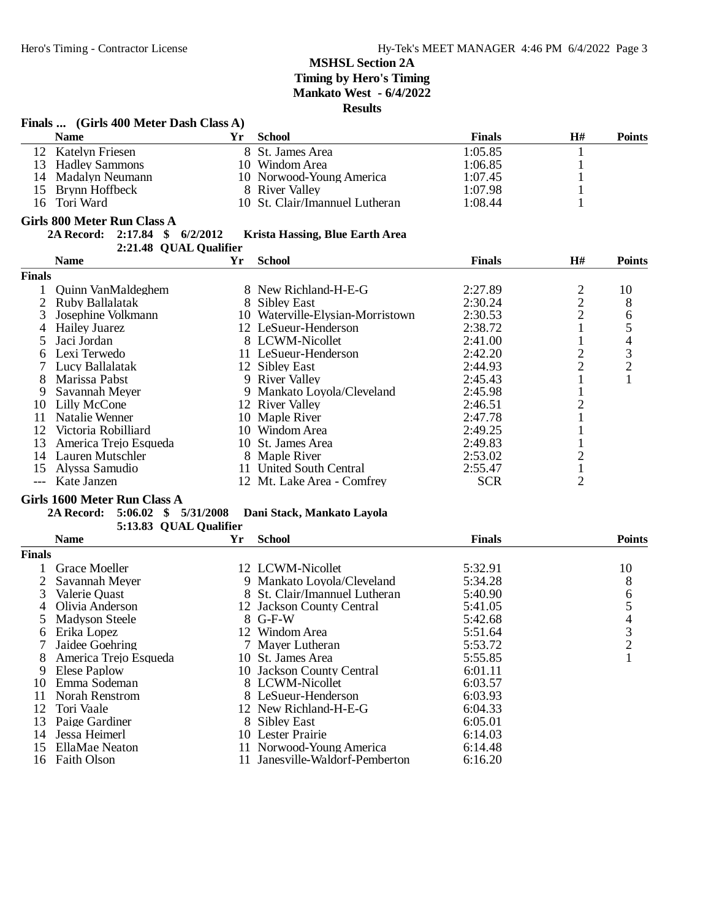# MSHSL Section 2A

**Timing by Hero's Timing**
**Mankato West - 6/4/2022**
**Results**

### Finals ... (Girls 400 Meter Dash Class A)

| | Name | Yr | School | Finals | H# | Points |
|---|---|---|---|---|---|---|
| 12 | Katelyn Friesen | 8 | St. James Area | 1:05.85 | 1 | |
| 13 | Hadley Sammons | 10 | Windom Area | 1:06.85 | 1 | |
| 14 | Madalyn Neumann | 10 | Norwood-Young America | 1:07.45 | 1 | |
| 15 | Brynn Hoffbeck | 8 | River Valley | 1:07.98 | 1 | |
| 16 | Tori Ward | 10 | St. Clair/Imannuel Lutheran | 1:08.44 | 1 | |

### Girls 800 Meter Run Class A

**2A Record: 2:17.84 $ 6/2/2012 Krista Hassing, Blue Earth Area**
**2:21.48 QUAL Qualifier**

| | Name | Yr | School | Finals | H# | Points |
|---|---|---|---|---|---|---|
| **Finals** | | | | | | |
| 1 | Quinn VanMaldeghem | 8 | New Richland-H-E-G | 2:27.89 | 2 | 10 |
| 2 | Ruby Ballalatak | 8 | Sibley East | 2:30.24 | 2 | 8 |
| 3 | Josephine Volkmann | 10 | Waterville-Elysian-Morristown | 2:30.53 | 2 | 6 |
| 4 | Hailey Juarez | 12 | LeSueur-Henderson | 2:38.72 | 1 | 5 |
| 5 | Jaci Jordan | 8 | LCWM-Nicollet | 2:41.00 | 1 | 4 |
| 6 | Lexi Terwedo | 11 | LeSueur-Henderson | 2:42.20 | 2 | 3 |
| 7 | Lucy Ballalatak | 12 | Sibley East | 2:44.93 | 2 | 2 |
| 8 | Marissa Pabst | 9 | River Valley | 2:45.43 | 1 | 1 |
| 9 | Savannah Meyer | 9 | Mankato Loyola/Cleveland | 2:45.98 | 1 | |
| 10 | Lilly McCone | 12 | River Valley | 2:46.51 | 2 | |
| 11 | Natalie Wenner | 10 | Maple River | 2:47.78 | 1 | |
| 12 | Victoria Robilliard | 10 | Windom Area | 2:49.25 | 1 | |
| 13 | America Trejo Esqueda | 10 | St. James Area | 2:49.83 | 1 | |
| 14 | Lauren Mutschler | 8 | Maple River | 2:53.02 | 2 | |
| 15 | Alyssa Samudio | 11 | United South Central | 2:55.47 | 1 | |
| --- | Kate Janzen | 12 | Mt. Lake Area - Comfrey | SCR | 2 | |

### Girls 1600 Meter Run Class A

**2A Record: 5:06.02 $ 5/31/2008 Dani Stack, Mankato Layola**
**5:13.83 QUAL Qualifier**

| | Name | Yr | School | Finals | Points |
|---|---|---|---|---|---|
| **Finals** | | | | | |
| 1 | Grace Moeller | 12 | LCWM-Nicollet | 5:32.91 | 10 |
| 2 | Savannah Meyer | 9 | Mankato Loyola/Cleveland | 5:34.28 | 8 |
| 3 | Valerie Quast | 8 | St. Clair/Imannuel Lutheran | 5:40.90 | 6 |
| 4 | Olivia Anderson | 12 | Jackson County Central | 5:41.05 | 5 |
| 5 | Madyson Steele | 8 | G-F-W | 5:42.68 | 4 |
| 6 | Erika Lopez | 12 | Windom Area | 5:51.64 | 3 |
| 7 | Jaidee Goehring | 7 | Mayer Lutheran | 5:53.72 | 2 |
| 8 | America Trejo Esqueda | 10 | St. James Area | 5:55.85 | 1 |
| 9 | Elese Paplow | 10 | Jackson County Central | 6:01.11 | |
| 10 | Emma Sodeman | 8 | LCWM-Nicollet | 6:03.57 | |
| 11 | Norah Renstrom | 8 | LeSueur-Henderson | 6:03.93 | |
| 12 | Tori Vaale | 12 | New Richland-H-E-G | 6:04.33 | |
| 13 | Paige Gardiner | 8 | Sibley East | 6:05.01 | |
| 14 | Jessa Heimerl | 10 | Lester Prairie | 6:14.03 | |
| 15 | EllaMae Neaton | 11 | Norwood-Young America | 6:14.48 | |
| 16 | Faith Olson | 11 | Janesville-Waldorf-Pemberton | 6:16.20 | |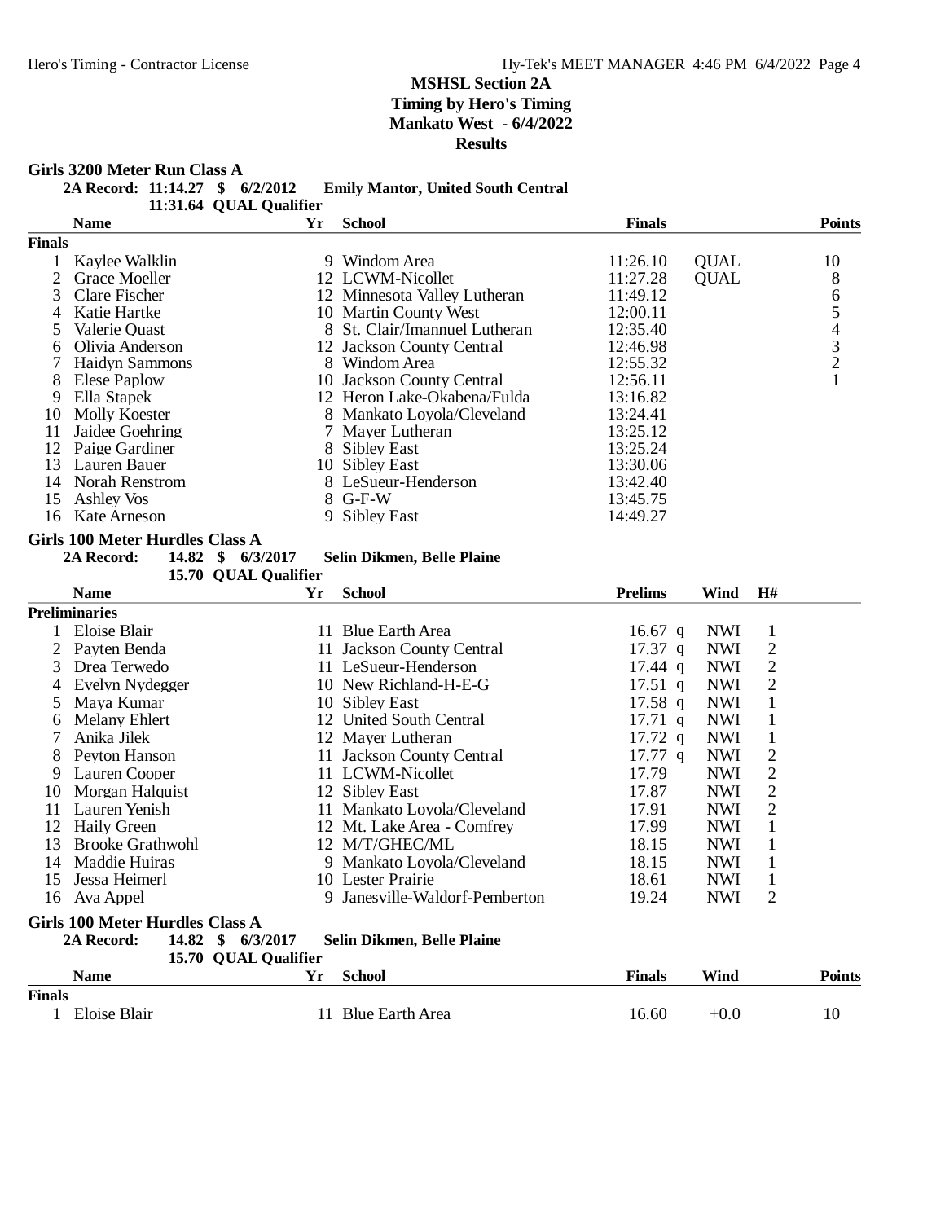# MSHSL Section 2A

**Timing by Hero's Timing**

**Mankato West - 6/4/2022**

**Results**

### Girls 3200 Meter Run Class A

**2A Record: 11:14.27 $ 6/2/2012 Emily Mantor, United South Central**

**11:31.64 QUAL Qualifier**

| | Name | Yr | School | Finals | | Points |
|---|---|---|---|---|---|---|
| **Finals** | | | | | | |
| 1 | Kaylee Walklin | 9 | Windom Area | 11:26.10 | QUAL | 10 |
| 2 | Grace Moeller | 12 | LCWM-Nicollet | 11:27.28 | QUAL | 8 |
| 3 | Clare Fischer | 12 | Minnesota Valley Lutheran | 11:49.12 | | 6 |
| 4 | Katie Hartke | 10 | Martin County West | 12:00.11 | | 5 |
| 5 | Valerie Quast | 8 | St. Clair/Imannuel Lutheran | 12:35.40 | | 4 |
| 6 | Olivia Anderson | 12 | Jackson County Central | 12:46.98 | | 3 |
| 7 | Haidyn Sammons | 8 | Windom Area | 12:55.32 | | 2 |
| 8 | Elese Paplow | 10 | Jackson County Central | 12:56.11 | | 1 |
| 9 | Ella Stapek | 12 | Heron Lake-Okabena/Fulda | 13:16.82 | | |
| 10 | Molly Koester | 8 | Mankato Loyola/Cleveland | 13:24.41 | | |
| 11 | Jaidee Goehring | 7 | Mayer Lutheran | 13:25.12 | | |
| 12 | Paige Gardiner | 8 | Sibley East | 13:25.24 | | |
| 13 | Lauren Bauer | 10 | Sibley East | 13:30.06 | | |
| 14 | Norah Renstrom | 8 | LeSueur-Henderson | 13:42.40 | | |
| 15 | Ashley Vos | 8 | G-F-W | 13:45.75 | | |
| 16 | Kate Arneson | 9 | Sibley East | 14:49.27 | | |

### Girls 100 Meter Hurdles Class A

**2A Record: 14.82 $ 6/3/2017 Selin Dikmen, Belle Plaine**

**15.70 QUAL Qualifier**

| | Name | Yr | School | Prelims | Wind | H# |
|---|---|---|---|---|---|---|
| **Preliminaries** | | | | | | |
| 1 | Eloise Blair | 11 | Blue Earth Area | 16.67 q | NWI | 1 |
| 2 | Payten Benda | 11 | Jackson County Central | 17.37 q | NWI | 2 |
| 3 | Drea Terwedo | 11 | LeSueur-Henderson | 17.44 q | NWI | 2 |
| 4 | Evelyn Nydegger | 10 | New Richland-H-E-G | 17.51 q | NWI | 2 |
| 5 | Maya Kumar | 10 | Sibley East | 17.58 q | NWI | 1 |
| 6 | Melany Ehlert | 12 | United South Central | 17.71 q | NWI | 1 |
| 7 | Anika Jilek | 12 | Mayer Lutheran | 17.72 q | NWI | 1 |
| 8 | Peyton Hanson | 11 | Jackson County Central | 17.77 q | NWI | 2 |
| 9 | Lauren Cooper | 11 | LCWM-Nicollet | 17.79 | NWI | 2 |
| 10 | Morgan Halquist | 12 | Sibley East | 17.87 | NWI | 2 |
| 11 | Lauren Yenish | 11 | Mankato Loyola/Cleveland | 17.91 | NWI | 2 |
| 12 | Haily Green | 12 | Mt. Lake Area - Comfrey | 17.99 | NWI | 1 |
| 13 | Brooke Grathwohl | 12 | M/T/GHEC/ML | 18.15 | NWI | 1 |
| 14 | Maddie Huiras | 9 | Mankato Loyola/Cleveland | 18.15 | NWI | 1 |
| 15 | Jessa Heimerl | 10 | Lester Prairie | 18.61 | NWI | 1 |
| 16 | Ava Appel | 9 | Janesville-Waldorf-Pemberton | 19.24 | NWI | 2 |

### Girls 100 Meter Hurdles Class A

**2A Record: 14.82 $ 6/3/2017 Selin Dikmen, Belle Plaine**

**15.70 QUAL Qualifier**

| | Name | Yr | School | Finals | Wind | Points |
|---|---|---|---|---|---|---|
| **Finals** | | | | | | |
| 1 | Eloise Blair | 11 | Blue Earth Area | 16.60 | +0.0 | 10 |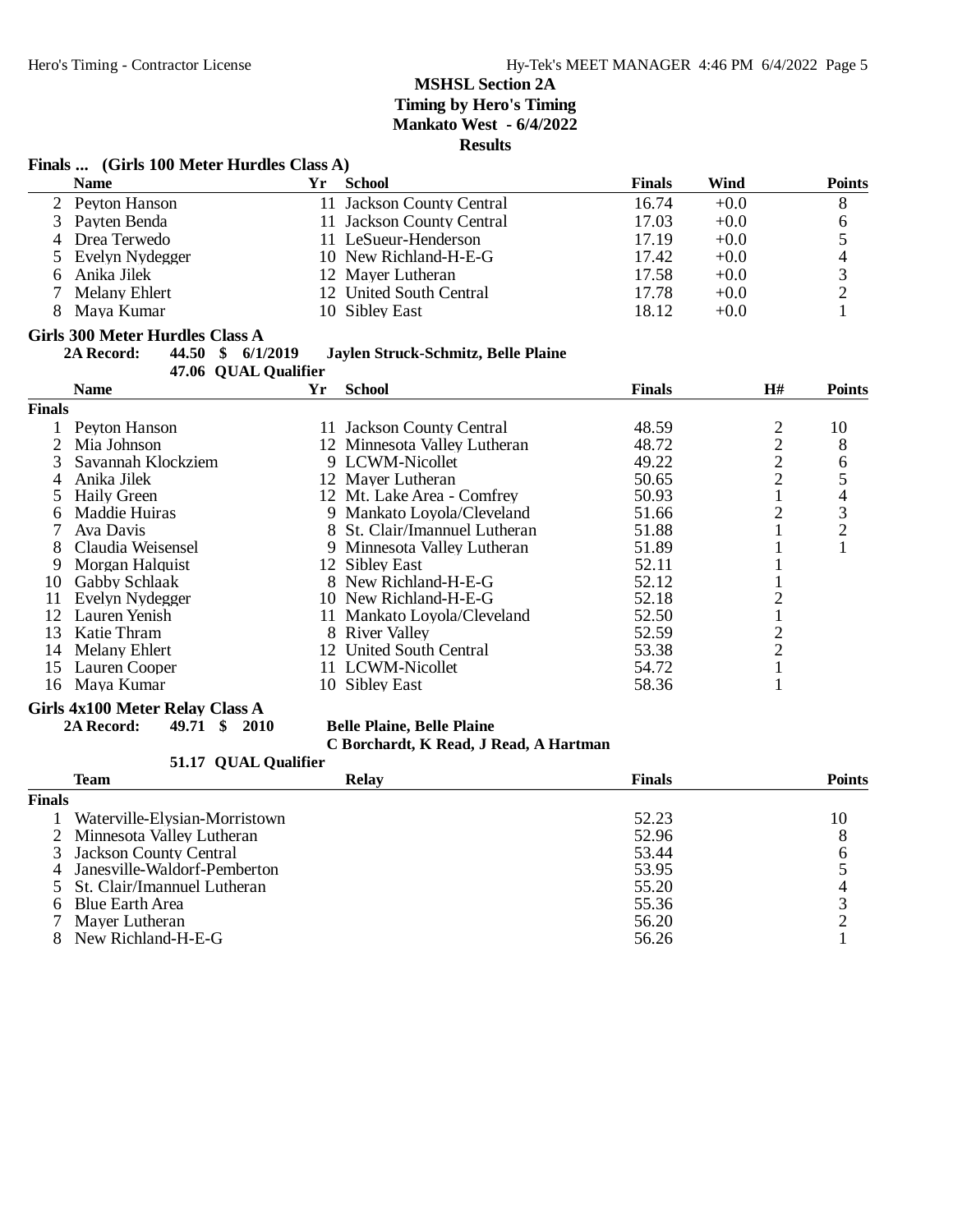# MSHSL Section 2A

**Timing by Hero's Timing**
**Mankato West - 6/4/2022**
**Results**

## Finals ... (Girls 100 Meter Hurdles Class A)

| | Name | Yr | School | Finals | Wind | Points |
|---|---|---|---|---|---|---|
| 2 | Peyton Hanson | 11 | Jackson County Central | 16.74 | +0.0 | 8 |
| 3 | Payten Benda | 11 | Jackson County Central | 17.03 | +0.0 | 6 |
| 4 | Drea Terwedo | 11 | LeSueur-Henderson | 17.19 | +0.0 | 5 |
| 5 | Evelyn Nydegger | 10 | New Richland-H-E-G | 17.42 | +0.0 | 4 |
| 6 | Anika Jilek | 12 | Mayer Lutheran | 17.58 | +0.0 | 3 |
| 7 | Melany Ehlert | 12 | United South Central | 17.78 | +0.0 | 2 |
| 8 | Maya Kumar | 10 | Sibley East | 18.12 | +0.0 | 1 |

## Girls 300 Meter Hurdles Class A

**2A Record: 44.50 $ 6/1/2019 Jaylen Struck-Schmitz, Belle Plaine**
**47.06 QUAL Qualifier**

**Finals**

| | Name | Yr | School | Finals | H# | Points |
|---|---|---|---|---|---|---|
| 1 | Peyton Hanson | 11 | Jackson County Central | 48.59 | 2 | 10 |
| 2 | Mia Johnson | 12 | Minnesota Valley Lutheran | 48.72 | 2 | 8 |
| 3 | Savannah Klockziem | 9 | LCWM-Nicollet | 49.22 | 2 | 6 |
| 4 | Anika Jilek | 12 | Mayer Lutheran | 50.65 | 2 | 5 |
| 5 | Haily Green | 12 | Mt. Lake Area - Comfrey | 50.93 | 1 | 4 |
| 6 | Maddie Huiras | 9 | Mankato Loyola/Cleveland | 51.66 | 2 | 3 |
| 7 | Ava Davis | 8 | St. Clair/Imannuel Lutheran | 51.88 | 1 | 2 |
| 8 | Claudia Weisensel | 9 | Minnesota Valley Lutheran | 51.89 | 1 | 1 |
| 9 | Morgan Halquist | 12 | Sibley East | 52.11 | 1 | |
| 10 | Gabby Schlaak | 8 | New Richland-H-E-G | 52.12 | 1 | |
| 11 | Evelyn Nydegger | 10 | New Richland-H-E-G | 52.18 | 2 | |
| 12 | Lauren Yenish | 11 | Mankato Loyola/Cleveland | 52.50 | 1 | |
| 13 | Katie Thram | 8 | River Valley | 52.59 | 2 | |
| 14 | Melany Ehlert | 12 | United South Central | 53.38 | 2 | |
| 15 | Lauren Cooper | 11 | LCWM-Nicollet | 54.72 | 1 | |
| 16 | Maya Kumar | 10 | Sibley East | 58.36 | 1 | |

## Girls 4x100 Meter Relay Class A

**2A Record: 49.71 $ 2010 Belle Plaine, Belle Plaine**
**C Borchardt, K Read, J Read, A Hartman**
**51.17 QUAL Qualifier**

**Finals**

| | Team | Relay | Finals | Points |
|---|---|---|---|---|
| 1 | Waterville-Elysian-Morristown | | 52.23 | 10 |
| 2 | Minnesota Valley Lutheran | | 52.96 | 8 |
| 3 | Jackson County Central | | 53.44 | 6 |
| 4 | Janesville-Waldorf-Pemberton | | 53.95 | 5 |
| 5 | St. Clair/Imannuel Lutheran | | 55.20 | 4 |
| 6 | Blue Earth Area | | 55.36 | 3 |
| 7 | Mayer Lutheran | | 56.20 | 2 |
| 8 | New Richland-H-E-G | | 56.26 | 1 |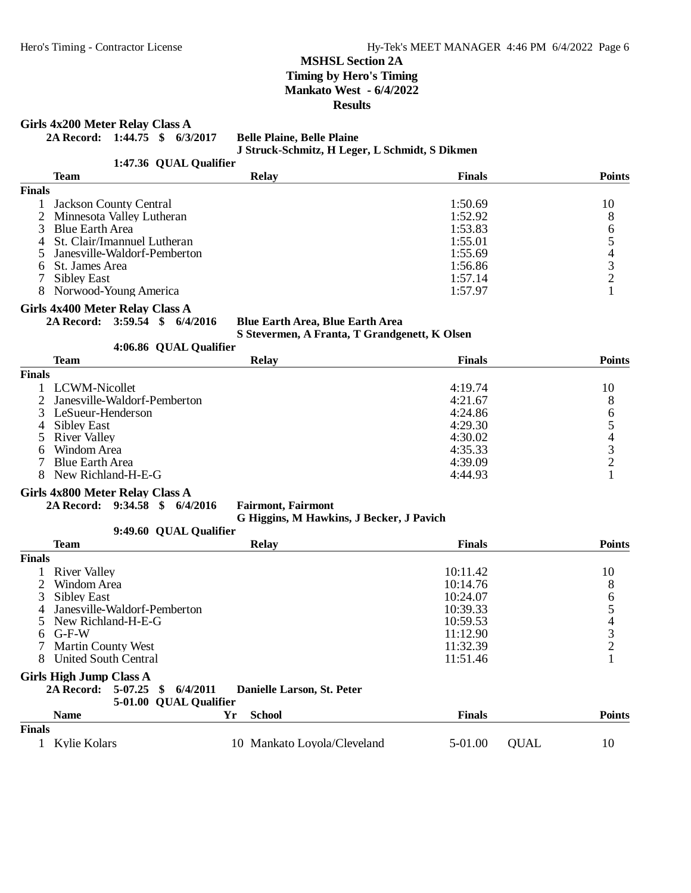**MSHSL Section 2A**
**Timing by Hero's Timing**
**Mankato West - 6/4/2022**
**Results**

### Girls 4x200 Meter Relay Class A

**2A Record: 1:44.75 $ 6/3/2017 Belle Plaine, Belle Plaine**
**J Struck-Schmitz, H Leger, L Schmidt, S Dikmen**
**1:47.36 QUAL Qualifier**

| | Team | Relay | Finals | Points |
|---|---|---|---|---|
| **Finals** | | | | |
| 1 | Jackson County Central | | 1:50.69 | 10 |
| 2 | Minnesota Valley Lutheran | | 1:52.92 | 8 |
| 3 | Blue Earth Area | | 1:53.83 | 6 |
| 4 | St. Clair/Imannuel Lutheran | | 1:55.01 | 5 |
| 5 | Janesville-Waldorf-Pemberton | | 1:55.69 | 4 |
| 6 | St. James Area | | 1:56.86 | 3 |
| 7 | Sibley East | | 1:57.14 | 2 |
| 8 | Norwood-Young America | | 1:57.97 | 1 |

### Girls 4x400 Meter Relay Class A

**2A Record: 3:59.54 $ 6/4/2016 Blue Earth Area, Blue Earth Area**
**S Stevermen, A Franta, T Grandgenett, K Olsen**
**4:06.86 QUAL Qualifier**

| | Team | Relay | Finals | Points |
|---|---|---|---|---|
| **Finals** | | | | |
| 1 | LCWM-Nicollet | | 4:19.74 | 10 |
| 2 | Janesville-Waldorf-Pemberton | | 4:21.67 | 8 |
| 3 | LeSueur-Henderson | | 4:24.86 | 6 |
| 4 | Sibley East | | 4:29.30 | 5 |
| 5 | River Valley | | 4:30.02 | 4 |
| 6 | Windom Area | | 4:35.33 | 3 |
| 7 | Blue Earth Area | | 4:39.09 | 2 |
| 8 | New Richland-H-E-G | | 4:44.93 | 1 |

### Girls 4x800 Meter Relay Class A

**2A Record: 9:34.58 $ 6/4/2016 Fairmont, Fairmont**
**G Higgins, M Hawkins, J Becker, J Pavich**
**9:49.60 QUAL Qualifier**

| | Team | Relay | Finals | Points |
|---|---|---|---|---|
| **Finals** | | | | |
| 1 | River Valley | | 10:11.42 | 10 |
| 2 | Windom Area | | 10:14.76 | 8 |
| 3 | Sibley East | | 10:24.07 | 6 |
| 4 | Janesville-Waldorf-Pemberton | | 10:39.33 | 5 |
| 5 | New Richland-H-E-G | | 10:59.53 | 4 |
| 6 | G-F-W | | 11:12.90 | 3 |
| 7 | Martin County West | | 11:32.39 | 2 |
| 8 | United South Central | | 11:51.46 | 1 |

### Girls High Jump Class A

**2A Record: 5-07.25 $ 6/4/2011 Danielle Larson, St. Peter**
**5-01.00 QUAL Qualifier**

| | Name | Yr | School | Finals | | Points |
|---|---|---|---|---|---|---|
| **Finals** | | | | | | |
| 1 | Kylie Kolars | 10 | Mankato Loyola/Cleveland | 5-01.00 | QUAL | 10 |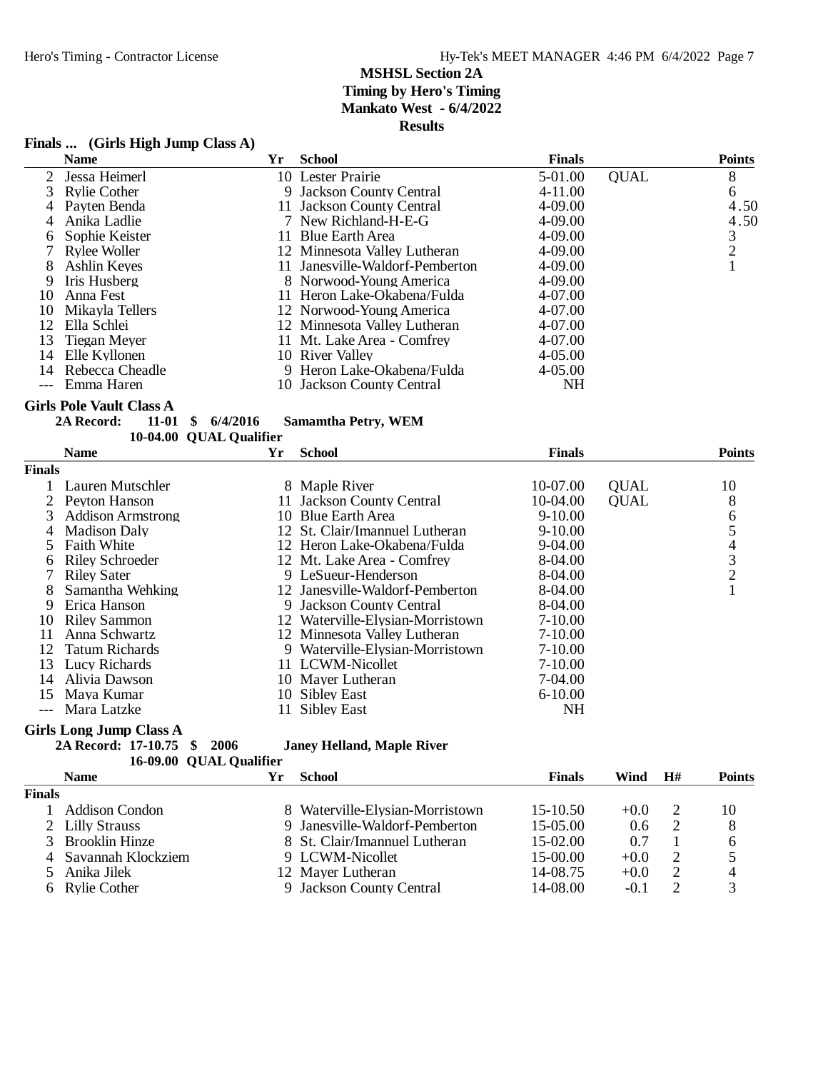# MSHSL Section 2A

**Timing by Hero's Timing**
**Mankato West - 6/4/2022**
**Results**

### Finals ... (Girls High Jump Class A)

| | Name | Yr | School | Finals | | Points |
|---|---|---|---|---|---|---|
| 2 | Jessa Heimerl | 10 | Lester Prairie | 5-01.00 | QUAL | 8 |
| 3 | Rylie Cother | 9 | Jackson County Central | 4-11.00 | | 6 |
| 4 | Payten Benda | 11 | Jackson County Central | 4-09.00 | | 4.50 |
| 4 | Anika Ladlie | 7 | New Richland-H-E-G | 4-09.00 | | 4.50 |
| 6 | Sophie Keister | 11 | Blue Earth Area | 4-09.00 | | 3 |
| 7 | Rylee Woller | 12 | Minnesota Valley Lutheran | 4-09.00 | | 2 |
| 8 | Ashlin Keyes | 11 | Janesville-Waldorf-Pemberton | 4-09.00 | | 1 |
| 9 | Iris Husberg | 8 | Norwood-Young America | 4-09.00 | | |
| 10 | Anna Fest | 11 | Heron Lake-Okabena/Fulda | 4-07.00 | | |
| 10 | Mikayla Tellers | 12 | Norwood-Young America | 4-07.00 | | |
| 12 | Ella Schlei | 12 | Minnesota Valley Lutheran | 4-07.00 | | |
| 13 | Tiegan Meyer | 11 | Mt. Lake Area - Comfrey | 4-07.00 | | |
| 14 | Elle Kyllonen | 10 | River Valley | 4-05.00 | | |
| 14 | Rebecca Cheadle | 9 | Heron Lake-Okabena/Fulda | 4-05.00 | | |
| --- | Emma Haren | 10 | Jackson County Central | NH | | |

### Girls Pole Vault Class A

**2A Record: 11-01 $ 6/4/2016 Samamtha Petry, WEM**
**10-04.00 QUAL Qualifier**

| | Name | Yr | School | Finals | | Points |
|---|---|---|---|---|---|---|
| **Finals** | | | | | | |
| 1 | Lauren Mutschler | 8 | Maple River | 10-07.00 | QUAL | 10 |
| 2 | Peyton Hanson | 11 | Jackson County Central | 10-04.00 | QUAL | 8 |
| 3 | Addison Armstrong | 10 | Blue Earth Area | 9-10.00 | | 6 |
| 4 | Madison Daly | 12 | St. Clair/Imannuel Lutheran | 9-10.00 | | 5 |
| 5 | Faith White | 12 | Heron Lake-Okabena/Fulda | 9-04.00 | | 4 |
| 6 | Riley Schroeder | 12 | Mt. Lake Area - Comfrey | 8-04.00 | | 3 |
| 7 | Riley Sater | 9 | LeSueur-Henderson | 8-04.00 | | 2 |
| 8 | Samantha Wehking | 12 | Janesville-Waldorf-Pemberton | 8-04.00 | | 1 |
| 9 | Erica Hanson | 9 | Jackson County Central | 8-04.00 | | |
| 10 | Riley Sammon | 12 | Waterville-Elysian-Morristown | 7-10.00 | | |
| 11 | Anna Schwartz | 12 | Minnesota Valley Lutheran | 7-10.00 | | |
| 12 | Tatum Richards | 9 | Waterville-Elysian-Morristown | 7-10.00 | | |
| 13 | Lucy Richards | 11 | LCWM-Nicollet | 7-10.00 | | |
| 14 | Alivia Dawson | 10 | Mayer Lutheran | 7-04.00 | | |
| 15 | Maya Kumar | 10 | Sibley East | 6-10.00 | | |
| --- | Mara Latzke | 11 | Sibley East | NH | | |

### Girls Long Jump Class A

**2A Record: 17-10.75 $ 2006 Janey Helland, Maple River**
**16-09.00 QUAL Qualifier**

| | Name | Yr | School | Finals | Wind | H# | Points |
|---|---|---|---|---|---|---|---|
| **Finals** | | | | | | | |
| 1 | Addison Condon | 8 | Waterville-Elysian-Morristown | 15-10.50 | +0.0 | 2 | 10 |
| 2 | Lilly Strauss | 9 | Janesville-Waldorf-Pemberton | 15-05.00 | 0.6 | 2 | 8 |
| 3 | Brooklin Hinze | 8 | St. Clair/Imannuel Lutheran | 15-02.00 | 0.7 | 1 | 6 |
| 4 | Savannah Klockziem | 9 | LCWM-Nicollet | 15-00.00 | +0.0 | 2 | 5 |
| 5 | Anika Jilek | 12 | Mayer Lutheran | 14-08.75 | +0.0 | 2 | 4 |
| 6 | Rylie Cother | 9 | Jackson County Central | 14-08.00 | -0.1 | 2 | 3 |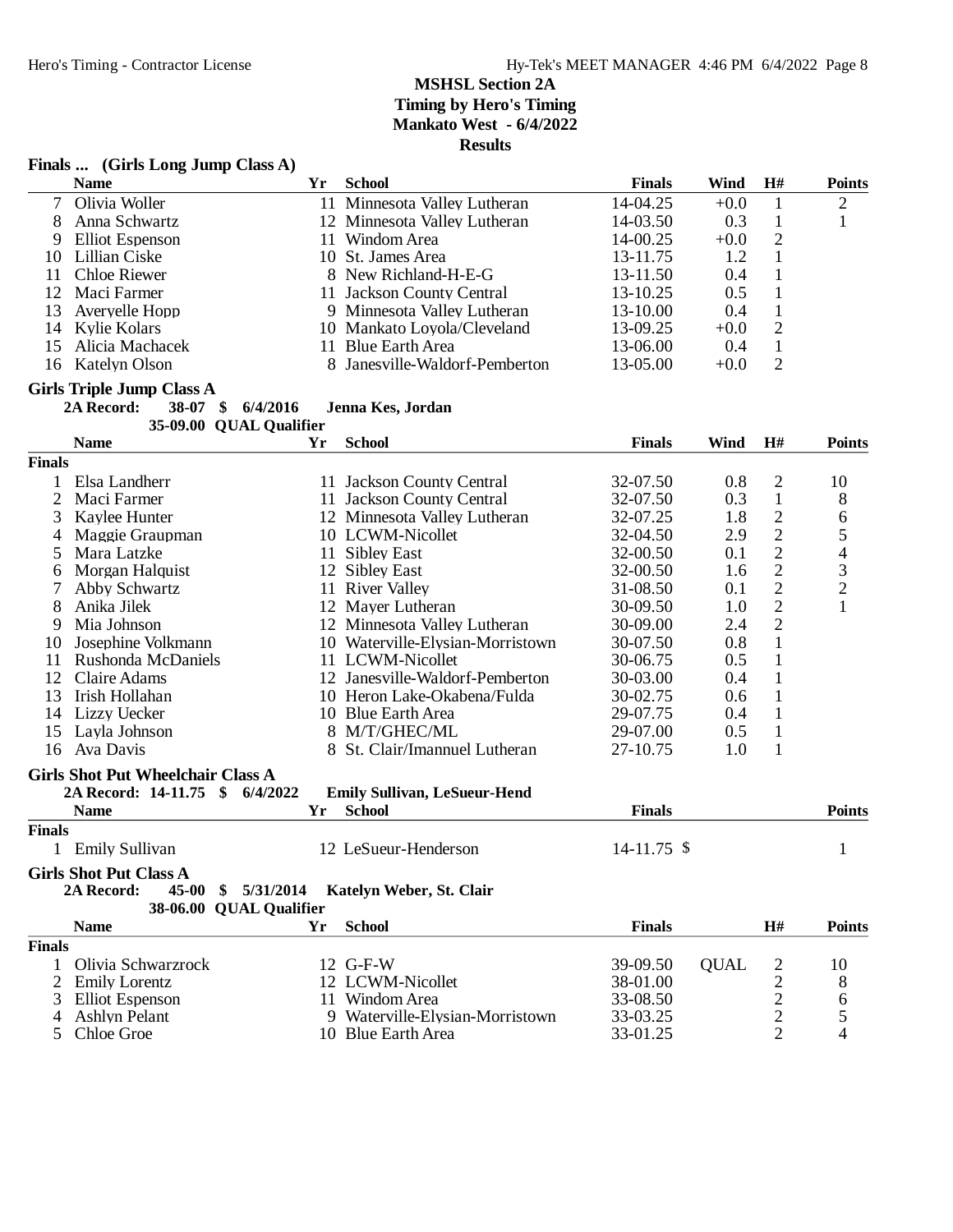# MSHSL Section 2A

**Timing by Hero's Timing**
**Mankato West - 6/4/2022**
**Results**

## Finals ... (Girls Long Jump Class A)

| | Name | Yr | School | Finals | Wind | H# | Points |
|---|---|---|---|---|---|---|---|
| 7 | Olivia Woller | 11 | Minnesota Valley Lutheran | 14-04.25 | +0.0 | 1 | 2 |
| 8 | Anna Schwartz | 12 | Minnesota Valley Lutheran | 14-03.50 | 0.3 | 1 | 1 |
| 9 | Elliot Espenson | 11 | Windom Area | 14-00.25 | +0.0 | 2 | |
| 10 | Lillian Ciske | 10 | St. James Area | 13-11.75 | 1.2 | 1 | |
| 11 | Chloe Riewer | 8 | New Richland-H-E-G | 13-11.50 | 0.4 | 1 | |
| 12 | Maci Farmer | 11 | Jackson County Central | 13-10.25 | 0.5 | 1 | |
| 13 | Averyelle Hopp | 9 | Minnesota Valley Lutheran | 13-10.00 | 0.4 | 1 | |
| 14 | Kylie Kolars | 10 | Mankato Loyola/Cleveland | 13-09.25 | +0.0 | 2 | |
| 15 | Alicia Machacek | 11 | Blue Earth Area | 13-06.00 | 0.4 | 1 | |
| 16 | Katelyn Olson | 8 | Janesville-Waldorf-Pemberton | 13-05.00 | +0.0 | 2 | |

## Girls Triple Jump Class A

**2A Record: 38-07 $ 6/4/2016 Jenna Kes, Jordan**
**35-09.00 QUAL Qualifier**

| | Name | Yr | School | Finals | Wind | H# | Points |
|---|---|---|---|---|---|---|---|
| **Finals** | | | | | | | |
| 1 | Elsa Landherr | 11 | Jackson County Central | 32-07.50 | 0.8 | 2 | 10 |
| 2 | Maci Farmer | 11 | Jackson County Central | 32-07.50 | 0.3 | 1 | 8 |
| 3 | Kaylee Hunter | 12 | Minnesota Valley Lutheran | 32-07.25 | 1.8 | 2 | 6 |
| 4 | Maggie Graupman | 10 | LCWM-Nicollet | 32-04.50 | 2.9 | 2 | 5 |
| 5 | Mara Latzke | 11 | Sibley East | 32-00.50 | 0.1 | 2 | 4 |
| 6 | Morgan Halquist | 12 | Sibley East | 32-00.50 | 1.6 | 2 | 3 |
| 7 | Abby Schwartz | 11 | River Valley | 31-08.50 | 0.1 | 2 | 2 |
| 8 | Anika Jilek | 12 | Mayer Lutheran | 30-09.50 | 1.0 | 2 | 1 |
| 9 | Mia Johnson | 12 | Minnesota Valley Lutheran | 30-09.00 | 2.4 | 2 | |
| 10 | Josephine Volkmann | 10 | Waterville-Elysian-Morristown | 30-07.50 | 0.8 | 1 | |
| 11 | Rushonda McDaniels | 11 | LCWM-Nicollet | 30-06.75 | 0.5 | 1 | |
| 12 | Claire Adams | 12 | Janesville-Waldorf-Pemberton | 30-03.00 | 0.4 | 1 | |
| 13 | Irish Hollahan | 10 | Heron Lake-Okabena/Fulda | 30-02.75 | 0.6 | 1 | |
| 14 | Lizzy Uecker | 10 | Blue Earth Area | 29-07.75 | 0.4 | 1 | |
| 15 | Layla Johnson | 8 | M/T/GHEC/ML | 29-07.00 | 0.5 | 1 | |
| 16 | Ava Davis | 8 | St. Clair/Imannuel Lutheran | 27-10.75 | 1.0 | 1 | |

## Girls Shot Put Wheelchair Class A

**2A Record: 14-11.75 $ 6/4/2022 Emily Sullivan, LeSueur-Hend**

| | Name | Yr | School | Finals | Points |
|---|---|---|---|---|---|
| **Finals** | | | | | |
| 1 | Emily Sullivan | 12 | LeSueur-Henderson | 14-11.75 $ | 1 |

## Girls Shot Put Class A

**2A Record: 45-00 $ 5/31/2014 Katelyn Weber, St. Clair**
**38-06.00 QUAL Qualifier**

| | Name | Yr | School | Finals | | H# | Points |
|---|---|---|---|---|---|---|---|
| **Finals** | | | | | | | |
| 1 | Olivia Schwarzrock | 12 | G-F-W | 39-09.50 | QUAL | 2 | 10 |
| 2 | Emily Lorentz | 12 | LCWM-Nicollet | 38-01.00 | | 2 | 8 |
| 3 | Elliot Espenson | 11 | Windom Area | 33-08.50 | | 2 | 6 |
| 4 | Ashlyn Pelant | 9 | Waterville-Elysian-Morristown | 33-03.25 | | 2 | 5 |
| 5 | Chloe Groe | 10 | Blue Earth Area | 33-01.25 | | 2 | 4 |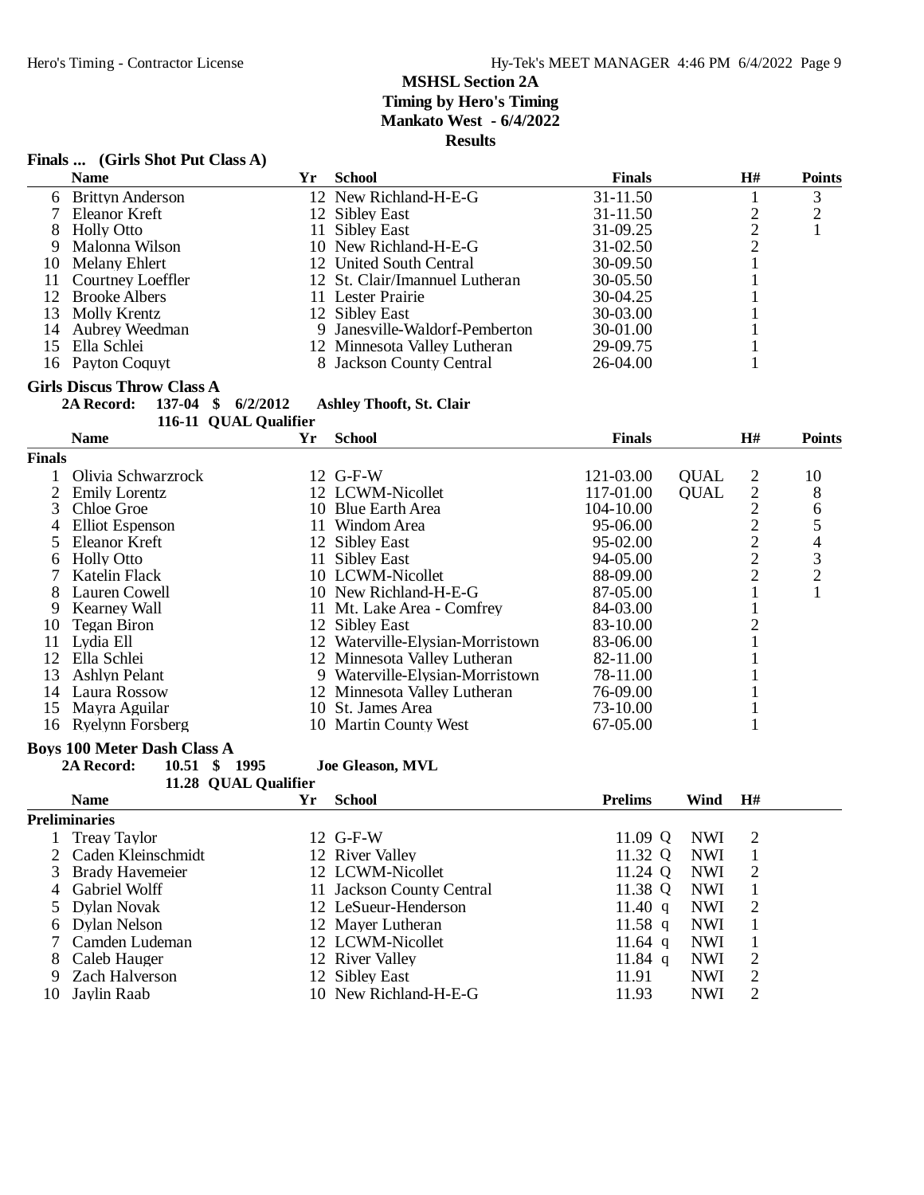## MSHSL Section 2A
**Timing by Hero's Timing**
**Mankato West - 6/4/2022**
**Results**

### Finals ... (Girls Shot Put Class A)

| | Name | Yr | School | Finals | H# | Points |
|---|---|---|---|---|---|---|
| 6 | Brittyn Anderson | 12 | New Richland-H-E-G | 31-11.50 | 1 | 3 |
| 7 | Eleanor Kreft | 12 | Sibley East | 31-11.50 | 2 | 2 |
| 8 | Holly Otto | 11 | Sibley East | 31-09.25 | 2 | 1 |
| 9 | Malonna Wilson | 10 | New Richland-H-E-G | 31-02.50 | 2 | |
| 10 | Melany Ehlert | 12 | United South Central | 30-09.50 | 1 | |
| 11 | Courtney Loeffler | 12 | St. Clair/Imannuel Lutheran | 30-05.50 | 1 | |
| 12 | Brooke Albers | 11 | Lester Prairie | 30-04.25 | 1 | |
| 13 | Molly Krentz | 12 | Sibley East | 30-03.00 | 1 | |
| 14 | Aubrey Weedman | 9 | Janesville-Waldorf-Pemberton | 30-01.00 | 1 | |
| 15 | Ella Schlei | 12 | Minnesota Valley Lutheran | 29-09.75 | 1 | |
| 16 | Payton Coquyt | 8 | Jackson County Central | 26-04.00 | 1 | |

### Girls Discus Throw Class A

**2A Record: 137-04 $ 6/2/2012 Ashley Thooft, St. Clair**
116-11 QUAL Qualifier

| | Name | Yr | School | Finals | | H# | Points |
|---|---|---|---|---|---|---|---|
| **Finals** | | | | | | | |
| 1 | Olivia Schwarzrock | 12 | G-F-W | 121-03.00 | QUAL | 2 | 10 |
| 2 | Emily Lorentz | 12 | LCWM-Nicollet | 117-01.00 | QUAL | 2 | 8 |
| 3 | Chloe Groe | 10 | Blue Earth Area | 104-10.00 | | 2 | 6 |
| 4 | Elliot Espenson | 11 | Windom Area | 95-06.00 | | 2 | 5 |
| 5 | Eleanor Kreft | 12 | Sibley East | 95-02.00 | | 2 | 4 |
| 6 | Holly Otto | 11 | Sibley East | 94-05.00 | | 2 | 3 |
| 7 | Katelin Flack | 10 | LCWM-Nicollet | 88-09.00 | | 2 | 2 |
| 8 | Lauren Cowell | 10 | New Richland-H-E-G | 87-05.00 | | 1 | 1 |
| 9 | Kearney Wall | 11 | Mt. Lake Area - Comfrey | 84-03.00 | | 1 | |
| 10 | Tegan Biron | 12 | Sibley East | 83-10.00 | | 2 | |
| 11 | Lydia Ell | 12 | Waterville-Elysian-Morristown | 83-06.00 | | 1 | |
| 12 | Ella Schlei | 12 | Minnesota Valley Lutheran | 82-11.00 | | 1 | |
| 13 | Ashlyn Pelant | 9 | Waterville-Elysian-Morristown | 78-11.00 | | 1 | |
| 14 | Laura Rossow | 12 | Minnesota Valley Lutheran | 76-09.00 | | 1 | |
| 15 | Mayra Aguilar | 10 | St. James Area | 73-10.00 | | 1 | |
| 16 | Ryelynn Forsberg | 10 | Martin County West | 67-05.00 | | 1 | |

### Boys 100 Meter Dash Class A

**2A Record: 10.51 $ 1995 Joe Gleason, MVL**
11.28 QUAL Qualifier

| | Name | Yr | School | Prelims | Wind | H# |
|---|---|---|---|---|---|---|
| **Preliminaries** | | | | | | |
| 1 | Treay Taylor | 12 | G-F-W | 11.09 Q | NWI | 2 |
| 2 | Caden Kleinschmidt | 12 | River Valley | 11.32 Q | NWI | 1 |
| 3 | Brady Havemeier | 12 | LCWM-Nicollet | 11.24 Q | NWI | 2 |
| 4 | Gabriel Wolff | 11 | Jackson County Central | 11.38 Q | NWI | 1 |
| 5 | Dylan Novak | 12 | LeSueur-Henderson | 11.40 q | NWI | 2 |
| 6 | Dylan Nelson | 12 | Mayer Lutheran | 11.58 q | NWI | 1 |
| 7 | Camden Ludeman | 12 | LCWM-Nicollet | 11.64 q | NWI | 1 |
| 8 | Caleb Hauger | 12 | River Valley | 11.84 q | NWI | 2 |
| 9 | Zach Halverson | 12 | Sibley East | 11.91 | NWI | 2 |
| 10 | Jaylin Raab | 10 | New Richland-H-E-G | 11.93 | NWI | 2 |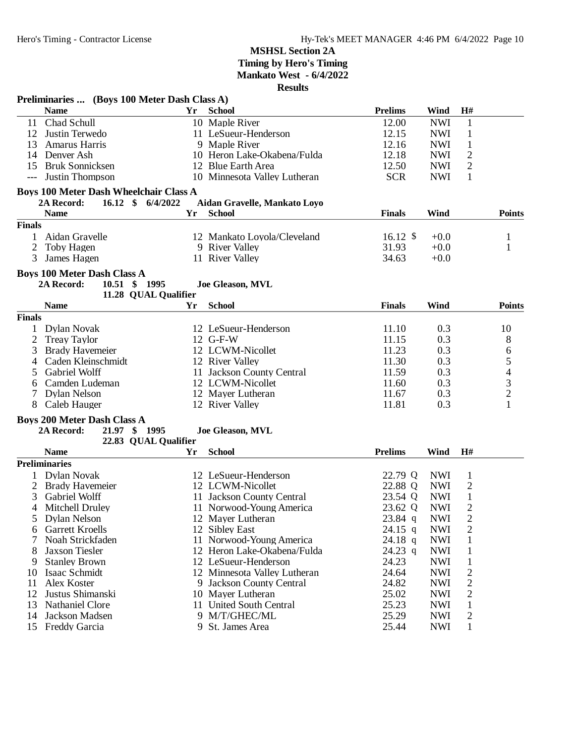# MSHSL Section 2A
**Timing by Hero's Timing**
**Mankato West - 6/4/2022**
**Results**

## Preliminaries ... (Boys 100 Meter Dash Class A)

| | Name | Yr | School | Prelims | Wind | H# |
|---|---|---|---|---|---|---|
| 11 | Chad Schull | 10 | Maple River | 12.00 | NWI | 1 |
| 12 | Justin Terwedo | 11 | LeSueur-Henderson | 12.15 | NWI | 1 |
| 13 | Amarus Harris | 9 | Maple River | 12.16 | NWI | 1 |
| 14 | Denver Ash | 10 | Heron Lake-Okabena/Fulda | 12.18 | NWI | 2 |
| 15 | Bruk Sonnicksen | 12 | Blue Earth Area | 12.50 | NWI | 2 |
| --- | Justin Thompson | 10 | Minnesota Valley Lutheran | SCR | NWI | 1 |

## Boys 100 Meter Dash Wheelchair Class A

**2A Record: 16.12 $ 6/4/2022 Aidan Gravelle, Mankato Loyo**

| | Name | Yr | School | Finals | Wind | Points |
|---|---|---|---|---|---|---|
| **Finals** | | | | | | |
| 1 | Aidan Gravelle | 12 | Mankato Loyola/Cleveland | 16.12 $ | +0.0 | 1 |
| 2 | Toby Hagen | 9 | River Valley | 31.93 | +0.0 | 1 |
| 3 | James Hagen | 11 | River Valley | 34.63 | +0.0 | |

## Boys 100 Meter Dash Class A

**2A Record: 10.51 $ 1995 Joe Gleason, MVL**
**11.28 QUAL Qualifier**

| | Name | Yr | School | Finals | Wind | Points |
|---|---|---|---|---|---|---|
| **Finals** | | | | | | |
| 1 | Dylan Novak | 12 | LeSueur-Henderson | 11.10 | 0.3 | 10 |
| 2 | Treay Taylor | 12 | G-F-W | 11.15 | 0.3 | 8 |
| 3 | Brady Havemeier | 12 | LCWM-Nicollet | 11.23 | 0.3 | 6 |
| 4 | Caden Kleinschmidt | 12 | River Valley | 11.30 | 0.3 | 5 |
| 5 | Gabriel Wolff | 11 | Jackson County Central | 11.59 | 0.3 | 4 |
| 6 | Camden Ludeman | 12 | LCWM-Nicollet | 11.60 | 0.3 | 3 |
| 7 | Dylan Nelson | 12 | Mayer Lutheran | 11.67 | 0.3 | 2 |
| 8 | Caleb Hauger | 12 | River Valley | 11.81 | 0.3 | 1 |

## Boys 200 Meter Dash Class A

**2A Record: 21.97 $ 1995 Joe Gleason, MVL**
**22.83 QUAL Qualifier**

| | Name | Yr | School | Prelims | Wind | H# |
|---|---|---|---|---|---|---|
| **Preliminaries** | | | | | | |
| 1 | Dylan Novak | 12 | LeSueur-Henderson | 22.79 Q | NWI | 1 |
| 2 | Brady Havemeier | 12 | LCWM-Nicollet | 22.88 Q | NWI | 2 |
| 3 | Gabriel Wolff | 11 | Jackson County Central | 23.54 Q | NWI | 1 |
| 4 | Mitchell Druley | 11 | Norwood-Young America | 23.62 Q | NWI | 2 |
| 5 | Dylan Nelson | 12 | Mayer Lutheran | 23.84 q | NWI | 2 |
| 6 | Garrett Kroells | 12 | Sibley East | 24.15 q | NWI | 2 |
| 7 | Noah Strickfaden | 11 | Norwood-Young America | 24.18 q | NWI | 1 |
| 8 | Jaxson Tiesler | 12 | Heron Lake-Okabena/Fulda | 24.23 q | NWI | 1 |
| 9 | Stanley Brown | 12 | LeSueur-Henderson | 24.23 | NWI | 1 |
| 10 | Isaac Schmidt | 12 | Minnesota Valley Lutheran | 24.64 | NWI | 2 |
| 11 | Alex Koster | 9 | Jackson County Central | 24.82 | NWI | 2 |
| 12 | Justus Shimanski | 10 | Mayer Lutheran | 25.02 | NWI | 2 |
| 13 | Nathaniel Clore | 11 | United South Central | 25.23 | NWI | 1 |
| 14 | Jackson Madsen | 9 | M/T/GHEC/ML | 25.29 | NWI | 2 |
| 15 | Freddy Garcia | 9 | St. James Area | 25.44 | NWI | 1 |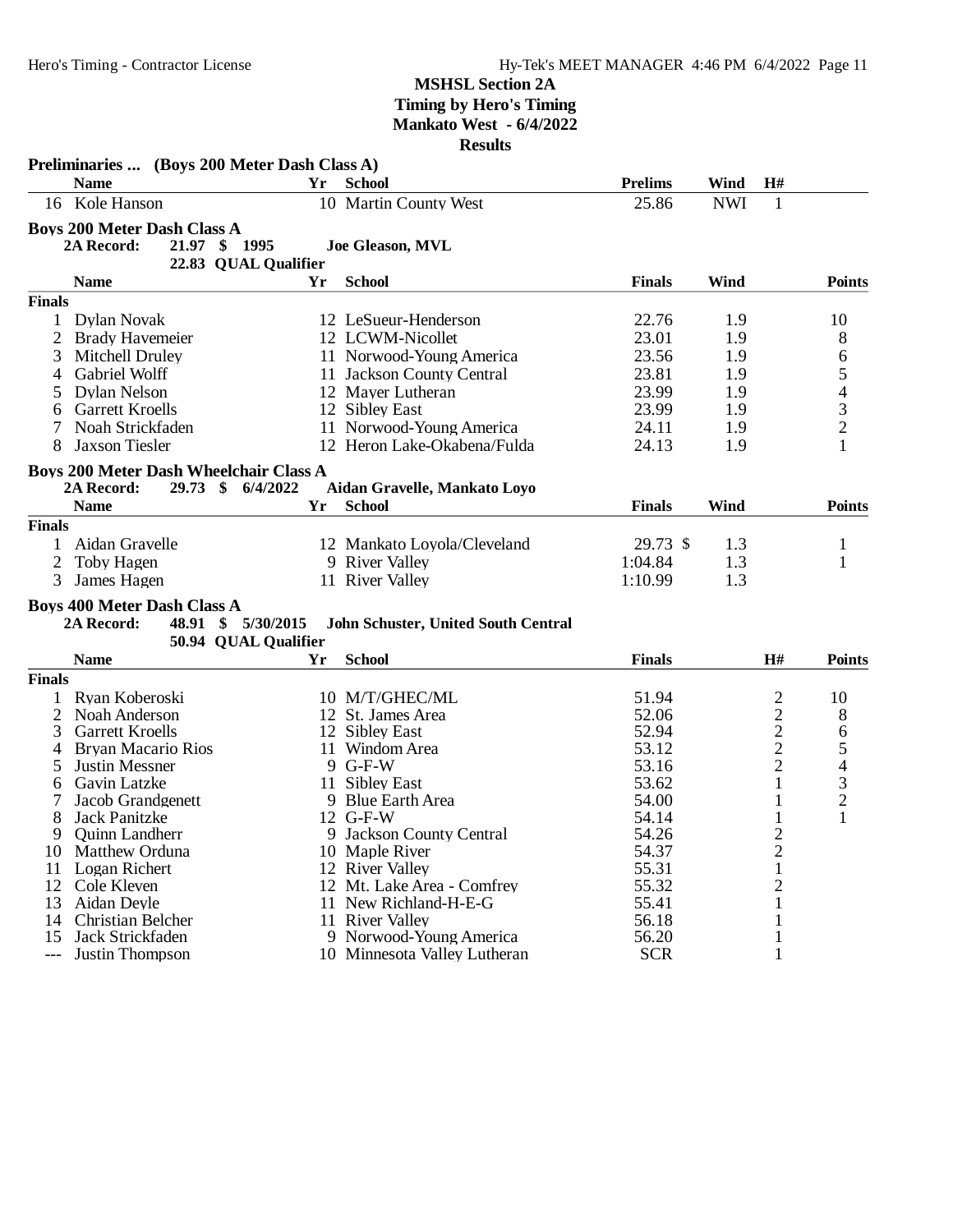## MSHSL Section 2A
### Timing by Hero's Timing
### Mankato West - 6/4/2022
### Results

**Preliminaries ... (Boys 200 Meter Dash Class A)**

| | Name | Yr | School | Prelims | Wind | H# |
|---|---|---|---|---|---|---|
| 16 | Kole Hanson | 10 | Martin County West | 25.86 | NWI | 1 |

**Boys 200 Meter Dash Class A**

2A Record: 21.97 $ 1995 Joe Gleason, MVL
22.83 QUAL Qualifier

| | Name | Yr | School | Finals | Wind | Points |
|---|---|---|---|---|---|---|
| **Finals** | | | | | | |
| 1 | Dylan Novak | 12 | LeSueur-Henderson | 22.76 | 1.9 | 10 |
| 2 | Brady Havemeier | 12 | LCWM-Nicollet | 23.01 | 1.9 | 8 |
| 3 | Mitchell Druley | 11 | Norwood-Young America | 23.56 | 1.9 | 6 |
| 4 | Gabriel Wolff | 11 | Jackson County Central | 23.81 | 1.9 | 5 |
| 5 | Dylan Nelson | 12 | Mayer Lutheran | 23.99 | 1.9 | 4 |
| 6 | Garrett Kroells | 12 | Sibley East | 23.99 | 1.9 | 3 |
| 7 | Noah Strickfaden | 11 | Norwood-Young America | 24.11 | 1.9 | 2 |
| 8 | Jaxson Tiesler | 12 | Heron Lake-Okabena/Fulda | 24.13 | 1.9 | 1 |

**Boys 200 Meter Dash Wheelchair Class A**

2A Record: 29.73 $ 6/4/2022 Aidan Gravelle, Mankato Loyo

| | Name | Yr | School | Finals | Wind | Points |
|---|---|---|---|---|---|---|
| **Finals** | | | | | | |
| 1 | Aidan Gravelle | 12 | Mankato Loyola/Cleveland | 29.73 $ | 1.3 | 1 |
| 2 | Toby Hagen | 9 | River Valley | 1:04.84 | 1.3 | 1 |
| 3 | James Hagen | 11 | River Valley | 1:10.99 | 1.3 | |

**Boys 400 Meter Dash Class A**

2A Record: 48.91 $ 5/30/2015 John Schuster, United South Central
50.94 QUAL Qualifier

| | Name | Yr | School | Finals | H# | Points |
|---|---|---|---|---|---|---|
| **Finals** | | | | | | |
| 1 | Ryan Koberoski | 10 | M/T/GHEC/ML | 51.94 | 2 | 10 |
| 2 | Noah Anderson | 12 | St. James Area | 52.06 | 2 | 8 |
| 3 | Garrett Kroells | 12 | Sibley East | 52.94 | 2 | 6 |
| 4 | Bryan Macario Rios | 11 | Windom Area | 53.12 | 2 | 5 |
| 5 | Justin Messner | 9 | G-F-W | 53.16 | 2 | 4 |
| 6 | Gavin Latzke | 11 | Sibley East | 53.62 | 1 | 3 |
| 7 | Jacob Grandgenett | 9 | Blue Earth Area | 54.00 | 1 | 2 |
| 8 | Jack Panitzke | 12 | G-F-W | 54.14 | 1 | 1 |
| 9 | Quinn Landherr | 9 | Jackson County Central | 54.26 | 2 | |
| 10 | Matthew Orduna | 10 | Maple River | 54.37 | 2 | |
| 11 | Logan Richert | 12 | River Valley | 55.31 | 1 | |
| 12 | Cole Kleven | 12 | Mt. Lake Area - Comfrey | 55.32 | 2 | |
| 13 | Aidan Deyle | 11 | New Richland-H-E-G | 55.41 | 1 | |
| 14 | Christian Belcher | 11 | River Valley | 56.18 | 1 | |
| 15 | Jack Strickfaden | 9 | Norwood-Young America | 56.20 | 1 | |
| --- | Justin Thompson | 10 | Minnesota Valley Lutheran | SCR | 1 | |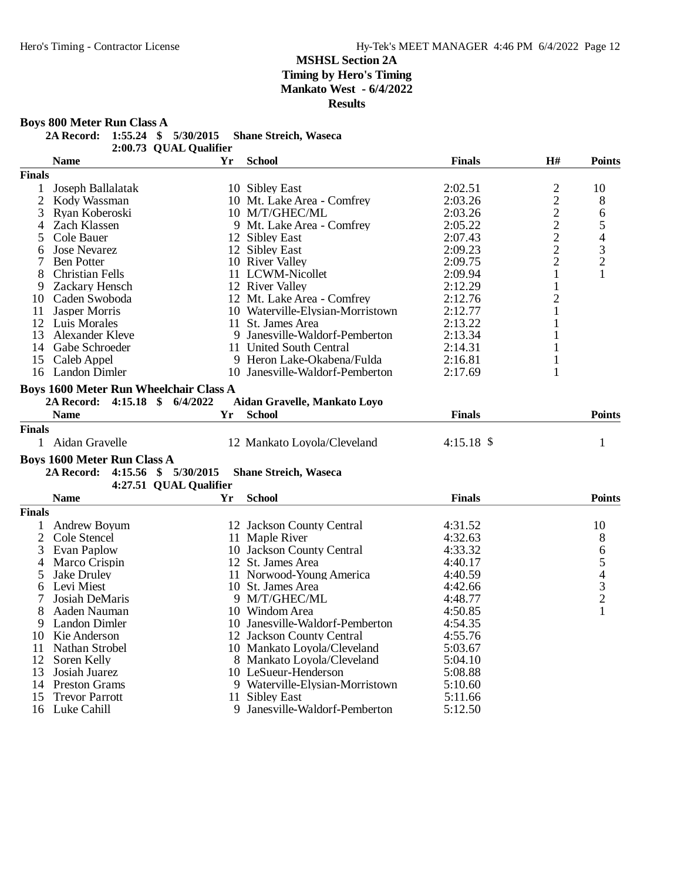# MSHSL Section 2A
## Timing by Hero's Timing
## Mankato West - 6/4/2022
## Results

### Boys 800 Meter Run Class A

**2A Record: 1:55.24 $ 5/30/2015 Shane Streich, Waseca**
**2:00.73 QUAL Qualifier**

| | Name | Yr | School | Finals | H# | Points |
|---|---|---|---|---|---|---|
| **Finals** | | | | | | |
| 1 | Joseph Ballalatak | 10 | Sibley East | 2:02.51 | 2 | 10 |
| 2 | Kody Wassman | 10 | Mt. Lake Area - Comfrey | 2:03.26 | 2 | 8 |
| 3 | Ryan Koberoski | 10 | M/T/GHEC/ML | 2:03.26 | 2 | 6 |
| 4 | Zach Klassen | 9 | Mt. Lake Area - Comfrey | 2:05.22 | 2 | 5 |
| 5 | Cole Bauer | 12 | Sibley East | 2:07.43 | 2 | 4 |
| 6 | Jose Nevarez | 12 | Sibley East | 2:09.23 | 2 | 3 |
| 7 | Ben Potter | 10 | River Valley | 2:09.75 | 2 | 2 |
| 8 | Christian Fells | 11 | LCWM-Nicollet | 2:09.94 | 1 | 1 |
| 9 | Zackary Hensch | 12 | River Valley | 2:12.29 | 1 | |
| 10 | Caden Swoboda | 12 | Mt. Lake Area - Comfrey | 2:12.76 | 2 | |
| 11 | Jasper Morris | 10 | Waterville-Elysian-Morristown | 2:12.77 | 1 | |
| 12 | Luis Morales | 11 | St. James Area | 2:13.22 | 1 | |
| 13 | Alexander Kleve | 9 | Janesville-Waldorf-Pemberton | 2:13.34 | 1 | |
| 14 | Gabe Schroeder | 11 | United South Central | 2:14.31 | 1 | |
| 15 | Caleb Appel | 9 | Heron Lake-Okabena/Fulda | 2:16.81 | 1 | |
| 16 | Landon Dimler | 10 | Janesville-Waldorf-Pemberton | 2:17.69 | 1 | |

### Boys 1600 Meter Run Wheelchair Class A

**2A Record: 4:15.18 $ 6/4/2022 Aidan Gravelle, Mankato Loyo**

| | Name | Yr | School | Finals | Points |
|---|---|---|---|---|---|
| **Finals** | | | | | |
| 1 | Aidan Gravelle | 12 | Mankato Loyola/Cleveland | 4:15.18 $ | 1 |

### Boys 1600 Meter Run Class A

**2A Record: 4:15.56 $ 5/30/2015 Shane Streich, Waseca**
**4:27.51 QUAL Qualifier**

| | Name | Yr | School | Finals | Points |
|---|---|---|---|---|---|
| **Finals** | | | | | |
| 1 | Andrew Boyum | 12 | Jackson County Central | 4:31.52 | 10 |
| 2 | Cole Stencel | 11 | Maple River | 4:32.63 | 8 |
| 3 | Evan Paplow | 10 | Jackson County Central | 4:33.32 | 6 |
| 4 | Marco Crispin | 12 | St. James Area | 4:40.17 | 5 |
| 5 | Jake Druley | 11 | Norwood-Young America | 4:40.59 | 4 |
| 6 | Levi Miest | 10 | St. James Area | 4:42.66 | 3 |
| 7 | Josiah DeMaris | 9 | M/T/GHEC/ML | 4:48.77 | 2 |
| 8 | Aaden Nauman | 10 | Windom Area | 4:50.85 | 1 |
| 9 | Landon Dimler | 10 | Janesville-Waldorf-Pemberton | 4:54.35 | |
| 10 | Kie Anderson | 12 | Jackson County Central | 4:55.76 | |
| 11 | Nathan Strobel | 10 | Mankato Loyola/Cleveland | 5:03.67 | |
| 12 | Soren Kelly | 8 | Mankato Loyola/Cleveland | 5:04.10 | |
| 13 | Josiah Juarez | 10 | LeSueur-Henderson | 5:08.88 | |
| 14 | Preston Grams | 9 | Waterville-Elysian-Morristown | 5:10.60 | |
| 15 | Trevor Parrott | 11 | Sibley East | 5:11.66 | |
| 16 | Luke Cahill | 9 | Janesville-Waldorf-Pemberton | 5:12.50 | |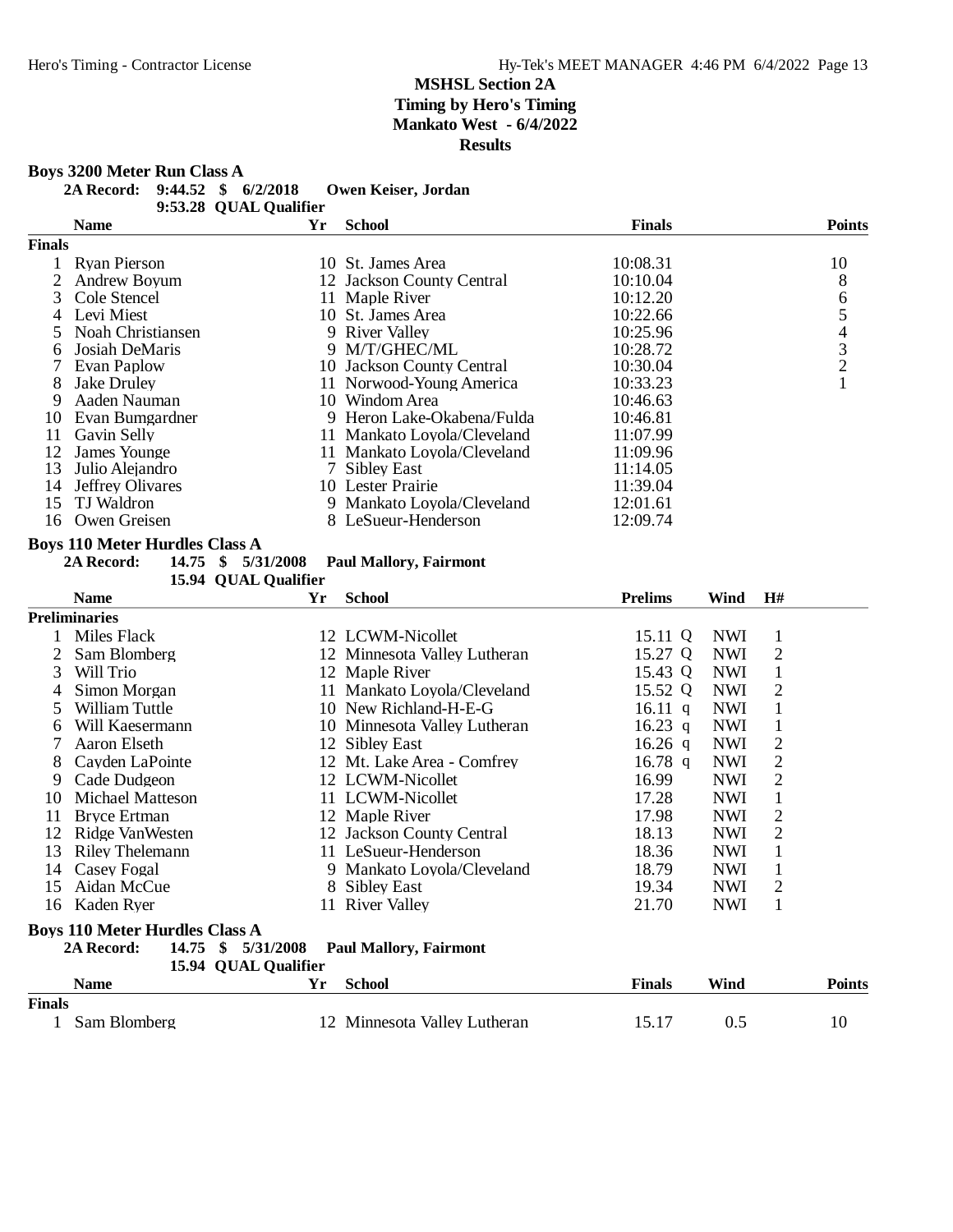# MSHSL Section 2A
## Timing by Hero's Timing
## Mankato West - 6/4/2022
## Results

### Boys 3200 Meter Run Class A

**2A Record: 9:44.52 $ 6/2/2018 Owen Keiser, Jordan**
**9:53.28 QUAL Qualifier**

| | Name | Yr | School | Finals | Points |
|---|---|---|---|---|---|
| **Finals** | | | | | |
| 1 | Ryan Pierson | 10 | St. James Area | 10:08.31 | 10 |
| 2 | Andrew Boyum | 12 | Jackson County Central | 10:10.04 | 8 |
| 3 | Cole Stencel | 11 | Maple River | 10:12.20 | 6 |
| 4 | Levi Miest | 10 | St. James Area | 10:22.66 | 5 |
| 5 | Noah Christiansen | 9 | River Valley | 10:25.96 | 4 |
| 6 | Josiah DeMaris | 9 | M/T/GHEC/ML | 10:28.72 | 3 |
| 7 | Evan Paplow | 10 | Jackson County Central | 10:30.04 | 2 |
| 8 | Jake Druley | 11 | Norwood-Young America | 10:33.23 | 1 |
| 9 | Aaden Nauman | 10 | Windom Area | 10:46.63 | |
| 10 | Evan Bumgardner | 9 | Heron Lake-Okabena/Fulda | 10:46.81 | |
| 11 | Gavin Selly | 11 | Mankato Loyola/Cleveland | 11:07.99 | |
| 12 | James Younge | 11 | Mankato Loyola/Cleveland | 11:09.96 | |
| 13 | Julio Alejandro | 7 | Sibley East | 11:14.05 | |
| 14 | Jeffrey Olivares | 10 | Lester Prairie | 11:39.04 | |
| 15 | TJ Waldron | 9 | Mankato Loyola/Cleveland | 12:01.61 | |
| 16 | Owen Greisen | 8 | LeSueur-Henderson | 12:09.74 | |

### Boys 110 Meter Hurdles Class A

**2A Record: 14.75 $ 5/31/2008 Paul Mallory, Fairmont**
**15.94 QUAL Qualifier**

| | Name | Yr | School | Prelims | Wind | H# |
|---|---|---|---|---|---|---|
| **Preliminaries** | | | | | | |
| 1 | Miles Flack | 12 | LCWM-Nicollet | 15.11 Q | NWI | 1 |
| 2 | Sam Blomberg | 12 | Minnesota Valley Lutheran | 15.27 Q | NWI | 2 |
| 3 | Will Trio | 12 | Maple River | 15.43 Q | NWI | 1 |
| 4 | Simon Morgan | 11 | Mankato Loyola/Cleveland | 15.52 Q | NWI | 2 |
| 5 | William Tuttle | 10 | New Richland-H-E-G | 16.11 q | NWI | 1 |
| 6 | Will Kaesermann | 10 | Minnesota Valley Lutheran | 16.23 q | NWI | 1 |
| 7 | Aaron Elseth | 12 | Sibley East | 16.26 q | NWI | 2 |
| 8 | Cayden LaPointe | 12 | Mt. Lake Area - Comfrey | 16.78 q | NWI | 2 |
| 9 | Cade Dudgeon | 12 | LCWM-Nicollet | 16.99 | NWI | 2 |
| 10 | Michael Matteson | 11 | LCWM-Nicollet | 17.28 | NWI | 1 |
| 11 | Bryce Ertman | 12 | Maple River | 17.98 | NWI | 2 |
| 12 | Ridge VanWesten | 12 | Jackson County Central | 18.13 | NWI | 2 |
| 13 | Riley Thelemann | 11 | LeSueur-Henderson | 18.36 | NWI | 1 |
| 14 | Casey Fogal | 9 | Mankato Loyola/Cleveland | 18.79 | NWI | 1 |
| 15 | Aidan McCue | 8 | Sibley East | 19.34 | NWI | 2 |
| 16 | Kaden Ryer | 11 | River Valley | 21.70 | NWI | 1 |

### Boys 110 Meter Hurdles Class A

**2A Record: 14.75 $ 5/31/2008 Paul Mallory, Fairmont**
**15.94 QUAL Qualifier**

| | Name | Yr | School | Finals | Wind | Points |
|---|---|---|---|---|---|---|
| **Finals** | | | | | | |
| 1 | Sam Blomberg | 12 | Minnesota Valley Lutheran | 15.17 | 0.5 | 10 |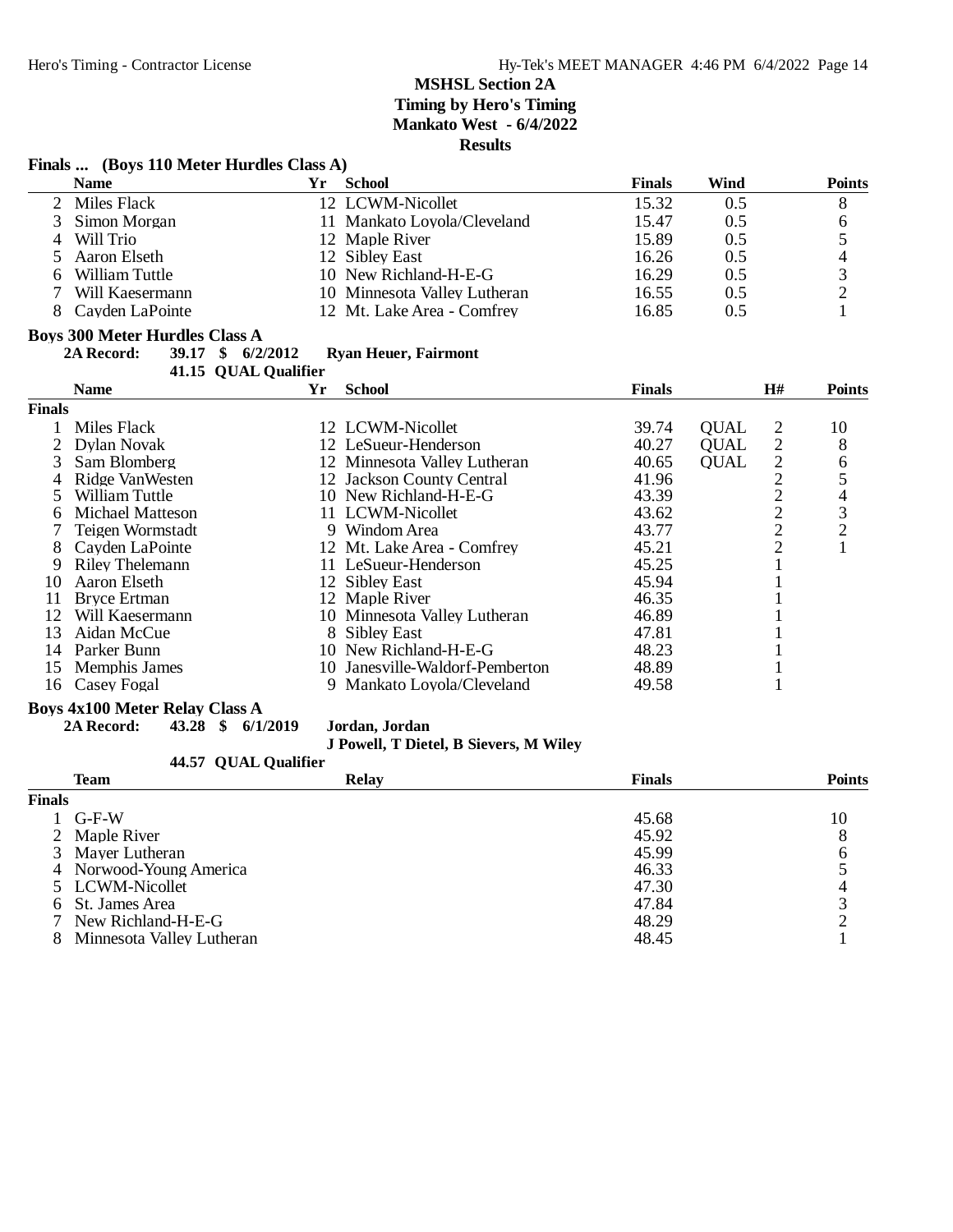## MSHSL Section 2A
**Timing by Hero's Timing**
**Mankato West - 6/4/2022**
**Results**

### Finals ... (Boys 110 Meter Hurdles Class A)

| | Name | Yr | School | Finals | Wind | Points |
|---|---|---|---|---|---|---|
| 2 | Miles Flack | 12 | LCWM-Nicollet | 15.32 | 0.5 | 8 |
| 3 | Simon Morgan | 11 | Mankato Loyola/Cleveland | 15.47 | 0.5 | 6 |
| 4 | Will Trio | 12 | Maple River | 15.89 | 0.5 | 5 |
| 5 | Aaron Elseth | 12 | Sibley East | 16.26 | 0.5 | 4 |
| 6 | William Tuttle | 10 | New Richland-H-E-G | 16.29 | 0.5 | 3 |
| 7 | Will Kaesermann | 10 | Minnesota Valley Lutheran | 16.55 | 0.5 | 2 |
| 8 | Cayden LaPointe | 12 | Mt. Lake Area - Comfrey | 16.85 | 0.5 | 1 |

### Boys 300 Meter Hurdles Class A

**2A Record: 39.17 $ 6/2/2012 Ryan Heuer, Fairmont**
**41.15 QUAL Qualifier**

| | Name | Yr | School | Finals | | H# | Points |
|---|---|---|---|---|---|---|---|
| **Finals** | | | | | | | |
| 1 | Miles Flack | 12 | LCWM-Nicollet | 39.74 | QUAL | 2 | 10 |
| 2 | Dylan Novak | 12 | LeSueur-Henderson | 40.27 | QUAL | 2 | 8 |
| 3 | Sam Blomberg | 12 | Minnesota Valley Lutheran | 40.65 | QUAL | 2 | 6 |
| 4 | Ridge VanWesten | 12 | Jackson County Central | 41.96 | | 2 | 5 |
| 5 | William Tuttle | 10 | New Richland-H-E-G | 43.39 | | 2 | 4 |
| 6 | Michael Matteson | 11 | LCWM-Nicollet | 43.62 | | 2 | 3 |
| 7 | Teigen Wormstadt | 9 | Windom Area | 43.77 | | 2 | 2 |
| 8 | Cayden LaPointe | 12 | Mt. Lake Area - Comfrey | 45.21 | | 2 | 1 |
| 9 | Riley Thelemann | 11 | LeSueur-Henderson | 45.25 | | 1 | |
| 10 | Aaron Elseth | 12 | Sibley East | 45.94 | | 1 | |
| 11 | Bryce Ertman | 12 | Maple River | 46.35 | | 1 | |
| 12 | Will Kaesermann | 10 | Minnesota Valley Lutheran | 46.89 | | 1 | |
| 13 | Aidan McCue | 8 | Sibley East | 47.81 | | 1 | |
| 14 | Parker Bunn | 10 | New Richland-H-E-G | 48.23 | | 1 | |
| 15 | Memphis James | 10 | Janesville-Waldorf-Pemberton | 48.89 | | 1 | |
| 16 | Casey Fogal | 9 | Mankato Loyola/Cleveland | 49.58 | | 1 | |

### Boys 4x100 Meter Relay Class A

**2A Record: 43.28 $ 6/1/2019 Jordan, Jordan**
**J Powell, T Dietel, B Sievers, M Wiley**
**44.57 QUAL Qualifier**

| | Team | Relay | Finals | Points |
|---|---|---|---|---|
| **Finals** | | | | |
| 1 | G-F-W | | 45.68 | 10 |
| 2 | Maple River | | 45.92 | 8 |
| 3 | Mayer Lutheran | | 45.99 | 6 |
| 4 | Norwood-Young America | | 46.33 | 5 |
| 5 | LCWM-Nicollet | | 47.30 | 4 |
| 6 | St. James Area | | 47.84 | 3 |
| 7 | New Richland-H-E-G | | 48.29 | 2 |
| 8 | Minnesota Valley Lutheran | | 48.45 | 1 |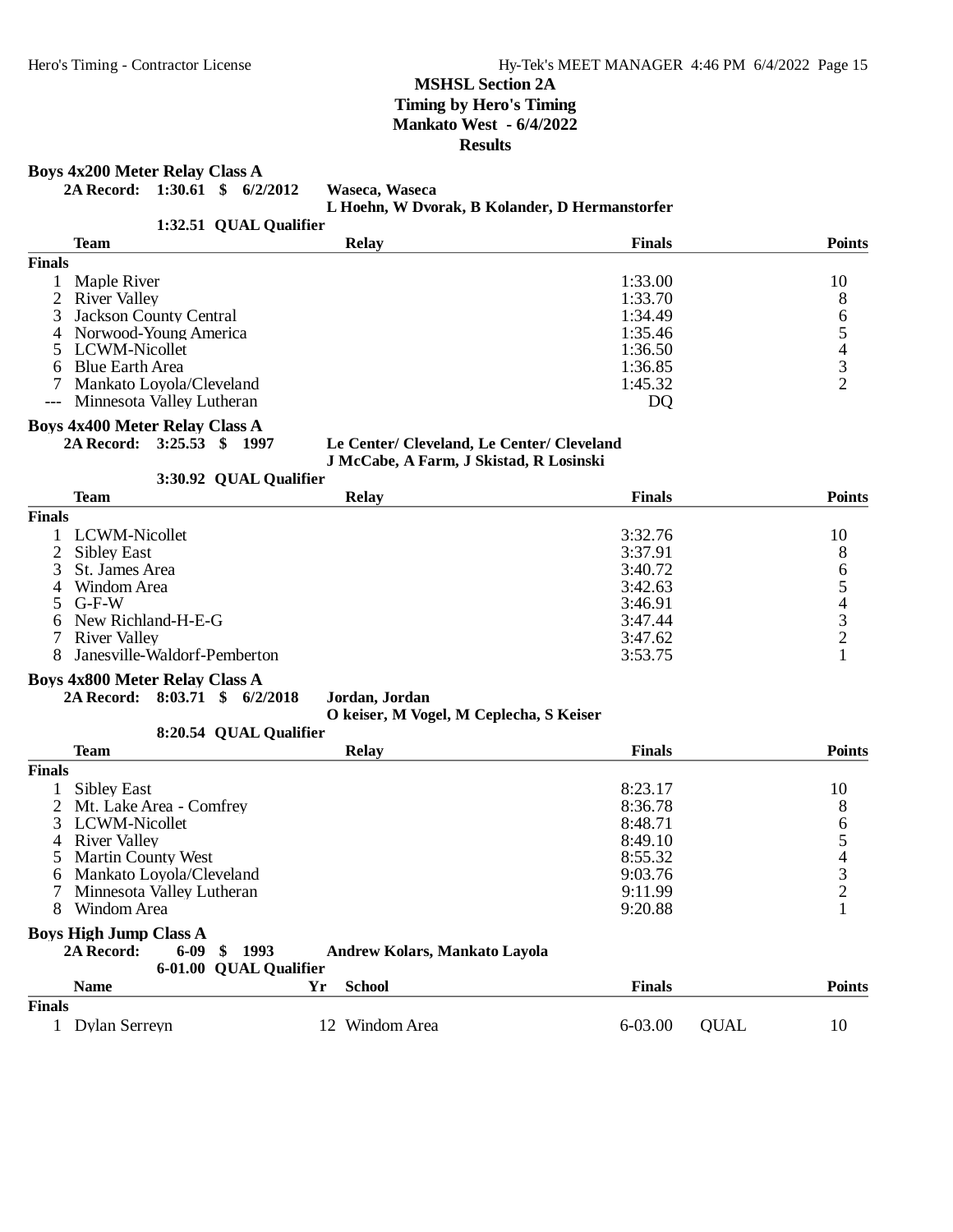# MSHSL Section 2A
## Timing by Hero's Timing
## Mankato West - 6/4/2022
## Results

### Boys 4x200 Meter Relay Class A

**2A Record: 1:30.61 $ 6/2/2012 Waseca, Waseca**
**L Hoehn, W Dvorak, B Kolander, D Hermanstorfer**
**1:32.51 QUAL Qualifier**

| | Team | Relay | Finals | Points |
|---|---|---|---|---|
| **Finals** | | | | |
| 1 | Maple River | | 1:33.00 | 10 |
| 2 | River Valley | | 1:33.70 | 8 |
| 3 | Jackson County Central | | 1:34.49 | 6 |
| 4 | Norwood-Young America | | 1:35.46 | 5 |
| 5 | LCWM-Nicollet | | 1:36.50 | 4 |
| 6 | Blue Earth Area | | 1:36.85 | 3 |
| 7 | Mankato Loyola/Cleveland | | 1:45.32 | 2 |
| --- | Minnesota Valley Lutheran | | DQ | |

### Boys 4x400 Meter Relay Class A

**2A Record: 3:25.53 $ 1997 Le Center/ Cleveland, Le Center/ Cleveland**
**J McCabe, A Farm, J Skistad, R Losinski**
**3:30.92 QUAL Qualifier**

| | Team | Relay | Finals | Points |
|---|---|---|---|---|
| **Finals** | | | | |
| 1 | LCWM-Nicollet | | 3:32.76 | 10 |
| 2 | Sibley East | | 3:37.91 | 8 |
| 3 | St. James Area | | 3:40.72 | 6 |
| 4 | Windom Area | | 3:42.63 | 5 |
| 5 | G-F-W | | 3:46.91 | 4 |
| 6 | New Richland-H-E-G | | 3:47.44 | 3 |
| 7 | River Valley | | 3:47.62 | 2 |
| 8 | Janesville-Waldorf-Pemberton | | 3:53.75 | 1 |

### Boys 4x800 Meter Relay Class A

**2A Record: 8:03.71 $ 6/2/2018 Jordan, Jordan**
**O keiser, M Vogel, M Ceplecha, S Keiser**
**8:20.54 QUAL Qualifier**

| | Team | Relay | Finals | Points |
|---|---|---|---|---|
| **Finals** | | | | |
| 1 | Sibley East | | 8:23.17 | 10 |
| 2 | Mt. Lake Area - Comfrey | | 8:36.78 | 8 |
| 3 | LCWM-Nicollet | | 8:48.71 | 6 |
| 4 | River Valley | | 8:49.10 | 5 |
| 5 | Martin County West | | 8:55.32 | 4 |
| 6 | Mankato Loyola/Cleveland | | 9:03.76 | 3 |
| 7 | Minnesota Valley Lutheran | | 9:11.99 | 2 |
| 8 | Windom Area | | 9:20.88 | 1 |

### Boys High Jump Class A

**2A Record: 6-09 $ 1993 Andrew Kolars, Mankato Layola**
**6-01.00 QUAL Qualifier**

| | Name | Yr | School | Finals | | Points |
|---|---|---|---|---|---|---|
| **Finals** | | | | | | |
| 1 | Dylan Serreyn | 12 | Windom Area | 6-03.00 | QUAL | 10 |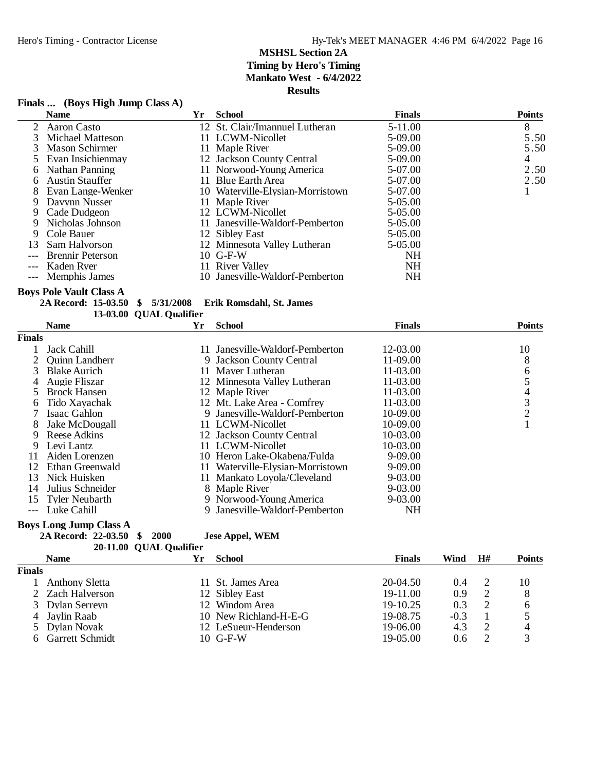# MSHSL Section 2A
## Timing by Hero's Timing
## Mankato West - 6/4/2022
## Results

### Finals ... (Boys High Jump Class A)

| | Name | Yr | School | Finals | Points |
|---|---|---|---|---|---|
| 2 | Aaron Casto | 12 | St. Clair/Imannuel Lutheran | 5-11.00 | 8 |
| 3 | Michael Matteson | 11 | LCWM-Nicollet | 5-09.00 | 5.50 |
| 3 | Mason Schirmer | 11 | Maple River | 5-09.00 | 5.50 |
| 5 | Evan Insichienmay | 12 | Jackson County Central | 5-09.00 | 4 |
| 6 | Nathan Panning | 11 | Norwood-Young America | 5-07.00 | 2.50 |
| 6 | Austin Stauffer | 11 | Blue Earth Area | 5-07.00 | 2.50 |
| 8 | Evan Lange-Wenker | 10 | Waterville-Elysian-Morristown | 5-07.00 | 1 |
| 9 | Davynn Nusser | 11 | Maple River | 5-05.00 | |
| 9 | Cade Dudgeon | 12 | LCWM-Nicollet | 5-05.00 | |
| 9 | Nicholas Johnson | 11 | Janesville-Waldorf-Pemberton | 5-05.00 | |
| 9 | Cole Bauer | 12 | Sibley East | 5-05.00 | |
| 13 | Sam Halvorson | 12 | Minnesota Valley Lutheran | 5-05.00 | |
| --- | Brennir Peterson | 10 | G-F-W | NH | |
| --- | Kaden Ryer | 11 | River Valley | NH | |
| --- | Memphis James | 10 | Janesville-Waldorf-Pemberton | NH | |

### Boys Pole Vault Class A

**2A Record: 15-03.50 $ 5/31/2008 Erik Romsdahl, St. James**
**13-03.00 QUAL Qualifier**

| | Name | Yr | School | Finals | Points |
|---|---|---|---|---|---|
| **Finals** | | | | | |
| 1 | Jack Cahill | 11 | Janesville-Waldorf-Pemberton | 12-03.00 | 10 |
| 2 | Quinn Landherr | 9 | Jackson County Central | 11-09.00 | 8 |
| 3 | Blake Aurich | 11 | Mayer Lutheran | 11-03.00 | 6 |
| 4 | Augie Fliszar | 12 | Minnesota Valley Lutheran | 11-03.00 | 5 |
| 5 | Brock Hansen | 12 | Maple River | 11-03.00 | 4 |
| 6 | Tido Xayachak | 12 | Mt. Lake Area - Comfrey | 11-03.00 | 3 |
| 7 | Isaac Gahlon | 9 | Janesville-Waldorf-Pemberton | 10-09.00 | 2 |
| 8 | Jake McDougall | 11 | LCWM-Nicollet | 10-09.00 | 1 |
| 9 | Reese Adkins | 12 | Jackson County Central | 10-03.00 | |
| 9 | Levi Lantz | 11 | LCWM-Nicollet | 10-03.00 | |
| 11 | Aiden Lorenzen | 10 | Heron Lake-Okabena/Fulda | 9-09.00 | |
| 12 | Ethan Greenwald | 11 | Waterville-Elysian-Morristown | 9-09.00 | |
| 13 | Nick Huisken | 11 | Mankato Loyola/Cleveland | 9-03.00 | |
| 14 | Julius Schneider | 8 | Maple River | 9-03.00 | |
| 15 | Tyler Neubarth | 9 | Norwood-Young America | 9-03.00 | |
| --- | Luke Cahill | 9 | Janesville-Waldorf-Pemberton | NH | |

### Boys Long Jump Class A

**2A Record: 22-03.50 $ 2000 Jese Appel, WEM**
**20-11.00 QUAL Qualifier**

| | Name | Yr | School | Finals | Wind | H# | Points |
|---|---|---|---|---|---|---|---|
| **Finals** | | | | | | | |
| 1 | Anthony Sletta | 11 | St. James Area | 20-04.50 | 0.4 | 2 | 10 |
| 2 | Zach Halverson | 12 | Sibley East | 19-11.00 | 0.9 | 2 | 8 |
| 3 | Dylan Serreyn | 12 | Windom Area | 19-10.25 | 0.3 | 2 | 6 |
| 4 | Jaylin Raab | 10 | New Richland-H-E-G | 19-08.75 | -0.3 | 1 | 5 |
| 5 | Dylan Novak | 12 | LeSueur-Henderson | 19-06.00 | 4.3 | 2 | 4 |
| 6 | Garrett Schmidt | 10 | G-F-W | 19-05.00 | 0.6 | 2 | 3 |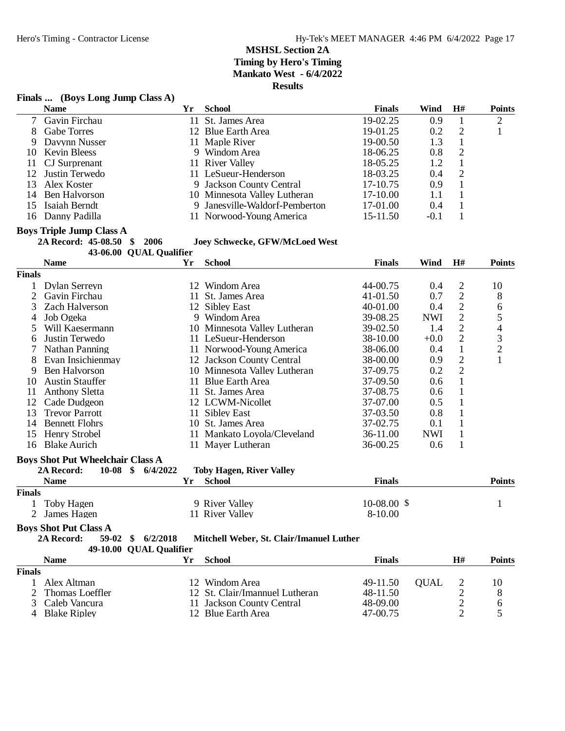**MSHSL Section 2A**
**Timing by Hero's Timing**
**Mankato West - 6/4/2022**
**Results**

### Finals ... (Boys Long Jump Class A)

| | Name | Yr | School | Finals | Wind | H# | Points |
|---|---|---|---|---|---|---|---|
| 7 | Gavin Firchau | 11 | St. James Area | 19-02.25 | 0.9 | 1 | 2 |
| 8 | Gabe Torres | 12 | Blue Earth Area | 19-01.25 | 0.2 | 2 | 1 |
| 9 | Davynn Nusser | 11 | Maple River | 19-00.50 | 1.3 | 1 | |
| 10 | Kevin Bleess | 9 | Windom Area | 18-06.25 | 0.8 | 2 | |
| 11 | CJ Surprenant | 11 | River Valley | 18-05.25 | 1.2 | 1 | |
| 12 | Justin Terwedo | 11 | LeSueur-Henderson | 18-03.25 | 0.4 | 2 | |
| 13 | Alex Koster | 9 | Jackson County Central | 17-10.75 | 0.9 | 1 | |
| 14 | Ben Halvorson | 10 | Minnesota Valley Lutheran | 17-10.00 | 1.1 | 1 | |
| 15 | Isaiah Berndt | 9 | Janesville-Waldorf-Pemberton | 17-01.00 | 0.4 | 1 | |
| 16 | Danny Padilla | 11 | Norwood-Young America | 15-11.50 | -0.1 | 1 | |

### Boys Triple Jump Class A

**2A Record: 45-08.50 $ 2006 Joey Schwecke, GFW/McLoed West**
**43-06.00 QUAL Qualifier**

| | Name | Yr | School | Finals | Wind | H# | Points |
|---|---|---|---|---|---|---|---|
| **Finals** | | | | | | | |
| 1 | Dylan Serreyn | 12 | Windom Area | 44-00.75 | 0.4 | 2 | 10 |
| 2 | Gavin Firchau | 11 | St. James Area | 41-01.50 | 0.7 | 2 | 8 |
| 3 | Zach Halverson | 12 | Sibley East | 40-01.00 | 0.4 | 2 | 6 |
| 4 | Job Ogeka | 9 | Windom Area | 39-08.25 | NWI | 2 | 5 |
| 5 | Will Kaesermann | 10 | Minnesota Valley Lutheran | 39-02.50 | 1.4 | 2 | 4 |
| 6 | Justin Terwedo | 11 | LeSueur-Henderson | 38-10.00 | +0.0 | 2 | 3 |
| 7 | Nathan Panning | 11 | Norwood-Young America | 38-06.00 | 0.4 | 1 | 2 |
| 8 | Evan Insichienmay | 12 | Jackson County Central | 38-00.00 | 0.9 | 2 | 1 |
| 9 | Ben Halvorson | 10 | Minnesota Valley Lutheran | 37-09.75 | 0.2 | 2 | |
| 10 | Austin Stauffer | 11 | Blue Earth Area | 37-09.50 | 0.6 | 1 | |
| 11 | Anthony Sletta | 11 | St. James Area | 37-08.75 | 0.6 | 1 | |
| 12 | Cade Dudgeon | 12 | LCWM-Nicollet | 37-07.00 | 0.5 | 1 | |
| 13 | Trevor Parrott | 11 | Sibley East | 37-03.50 | 0.8 | 1 | |
| 14 | Bennett Flohrs | 10 | St. James Area | 37-02.75 | 0.1 | 1 | |
| 15 | Henry Strobel | 11 | Mankato Loyola/Cleveland | 36-11.00 | NWI | 1 | |
| 16 | Blake Aurich | 11 | Mayer Lutheran | 36-00.25 | 0.6 | 1 | |

### Boys Shot Put Wheelchair Class A

**2A Record: 10-08 $ 6/4/2022 Toby Hagen, River Valley**

| | Name | Yr | School | Finals | Points |
|---|---|---|---|---|---|
| **Finals** | | | | | |
| 1 | Toby Hagen | 9 | River Valley | 10-08.00 $ | 1 |
| 2 | James Hagen | 11 | River Valley | 8-10.00 | |

### Boys Shot Put Class A

**2A Record: 59-02 $ 6/2/2018 Mitchell Weber, St. Clair/Imanuel Luther**
**49-10.00 QUAL Qualifier**

| | Name | Yr | School | Finals | | H# | Points |
|---|---|---|---|---|---|---|---|
| **Finals** | | | | | | | |
| 1 | Alex Altman | 12 | Windom Area | 49-11.50 | QUAL | 2 | 10 |
| 2 | Thomas Loeffler | 12 | St. Clair/Imannuel Lutheran | 48-11.50 | | 2 | 8 |
| 3 | Caleb Vancura | 11 | Jackson County Central | 48-09.00 | | 2 | 6 |
| 4 | Blake Ripley | 12 | Blue Earth Area | 47-00.75 | | 2 | 5 |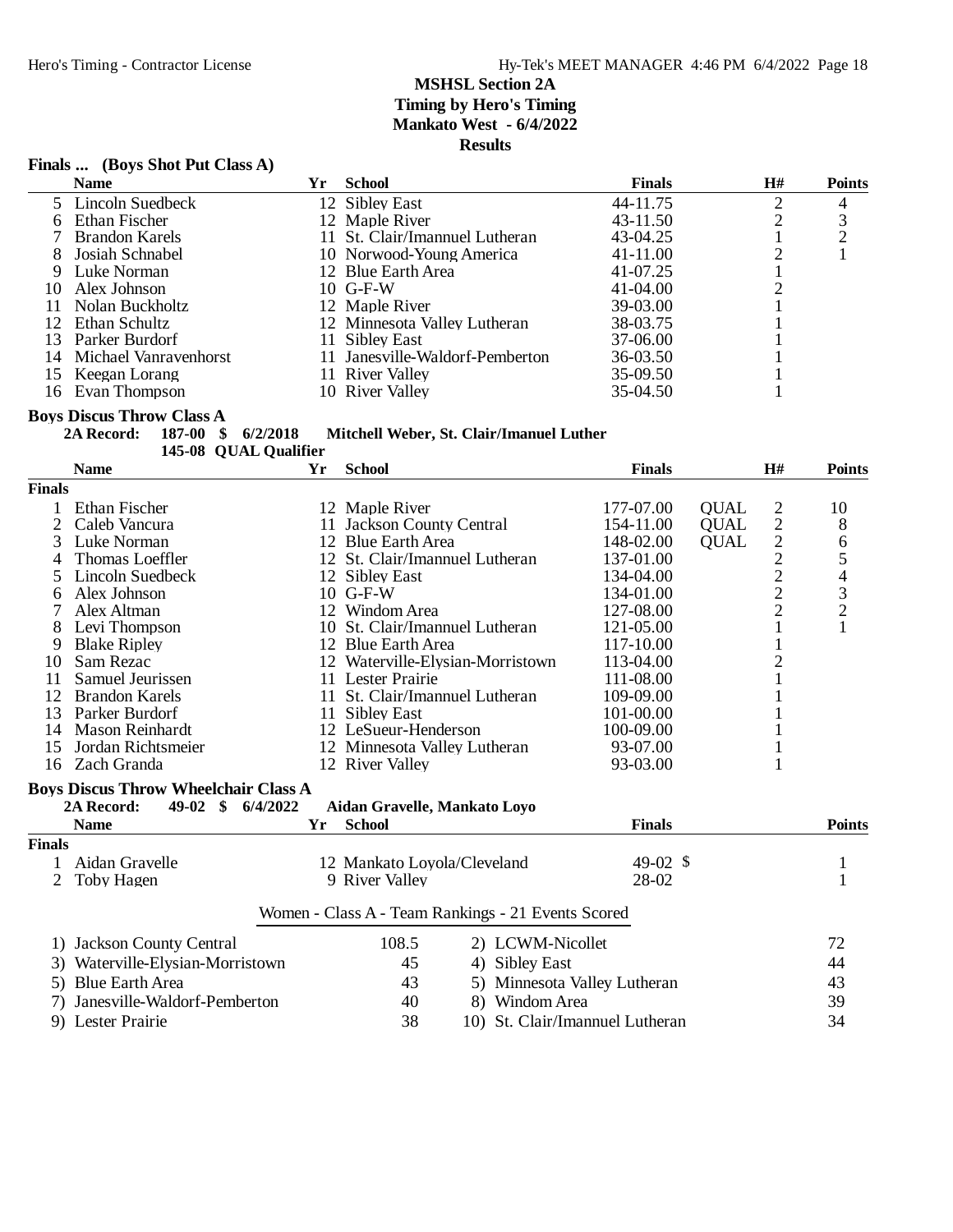# MSHSL Section 2A
**Timing by Hero's Timing**
**Mankato West - 6/4/2022**
**Results**

### Finals ... (Boys Shot Put Class A)

| | Name | Yr | School | Finals | H# | Points |
|---|---|---|---|---|---|---|
| 5 | Lincoln Suedbeck | 12 | Sibley East | 44-11.75 | 2 | 4 |
| 6 | Ethan Fischer | 12 | Maple River | 43-11.50 | 2 | 3 |
| 7 | Brandon Karels | 11 | St. Clair/Imannuel Lutheran | 43-04.25 | 1 | 2 |
| 8 | Josiah Schnabel | 10 | Norwood-Young America | 41-11.00 | 2 | 1 |
| 9 | Luke Norman | 12 | Blue Earth Area | 41-07.25 | 1 | |
| 10 | Alex Johnson | 10 | G-F-W | 41-04.00 | 2 | |
| 11 | Nolan Buckholtz | 12 | Maple River | 39-03.00 | 1 | |
| 12 | Ethan Schultz | 12 | Minnesota Valley Lutheran | 38-03.75 | 1 | |
| 13 | Parker Burdorf | 11 | Sibley East | 37-06.00 | 1 | |
| 14 | Michael Vanravenhorst | 11 | Janesville-Waldorf-Pemberton | 36-03.50 | 1 | |
| 15 | Keegan Lorang | 11 | River Valley | 35-09.50 | 1 | |
| 16 | Evan Thompson | 10 | River Valley | 35-04.50 | 1 | |

### Boys Discus Throw Class A

**2A Record: 187-00 $ 6/2/2018 Mitchell Weber, St. Clair/Imanuel Luther**
**145-08 QUAL Qualifier**

**Finals**

| | Name | Yr | School | Finals | | H# | Points |
|---|---|---|---|---|---|---|---|
| 1 | Ethan Fischer | 12 | Maple River | 177-07.00 | QUAL | 2 | 10 |
| 2 | Caleb Vancura | 11 | Jackson County Central | 154-11.00 | QUAL | 2 | 8 |
| 3 | Luke Norman | 12 | Blue Earth Area | 148-02.00 | QUAL | 2 | 6 |
| 4 | Thomas Loeffler | 12 | St. Clair/Imannuel Lutheran | 137-01.00 | | 2 | 5 |
| 5 | Lincoln Suedbeck | 12 | Sibley East | 134-04.00 | | 2 | 4 |
| 6 | Alex Johnson | 10 | G-F-W | 134-01.00 | | 2 | 3 |
| 7 | Alex Altman | 12 | Windom Area | 127-08.00 | | 2 | 2 |
| 8 | Levi Thompson | 10 | St. Clair/Imannuel Lutheran | 121-05.00 | | 1 | 1 |
| 9 | Blake Ripley | 12 | Blue Earth Area | 117-10.00 | | 1 | |
| 10 | Sam Rezac | 12 | Waterville-Elysian-Morristown | 113-04.00 | | 2 | |
| 11 | Samuel Jeurissen | 11 | Lester Prairie | 111-08.00 | | 1 | |
| 12 | Brandon Karels | 11 | St. Clair/Imannuel Lutheran | 109-09.00 | | 1 | |
| 13 | Parker Burdorf | 11 | Sibley East | 101-00.00 | | 1 | |
| 14 | Mason Reinhardt | 12 | LeSueur-Henderson | 100-09.00 | | 1 | |
| 15 | Jordan Richtsmeier | 12 | Minnesota Valley Lutheran | 93-07.00 | | 1 | |
| 16 | Zach Granda | 12 | River Valley | 93-03.00 | | 1 | |

### Boys Discus Throw Wheelchair Class A

**2A Record: 49-02 $ 6/4/2022 Aidan Gravelle, Mankato Loyo**

**Finals**

| | Name | Yr | School | Finals | Points |
|---|---|---|---|---|---|
| 1 | Aidan Gravelle | 12 | Mankato Loyola/Cleveland | 49-02 $ | 1 |
| 2 | Toby Hagen | 9 | River Valley | 28-02 | 1 |

### Women - Class A - Team Rankings - 21 Events Scored

| Rank | School | Points | Rank | School | Points |
|---|---|---|---|---|---|
| 1) | Jackson County Central | 108.5 | 2) | LCWM-Nicollet | 72 |
| 3) | Waterville-Elysian-Morristown | 45 | 4) | Sibley East | 44 |
| 5) | Blue Earth Area | 43 | 5) | Minnesota Valley Lutheran | 43 |
| 7) | Janesville-Waldorf-Pemberton | 40 | 8) | Windom Area | 39 |
| 9) | Lester Prairie | 38 | 10) | St. Clair/Imannuel Lutheran | 34 |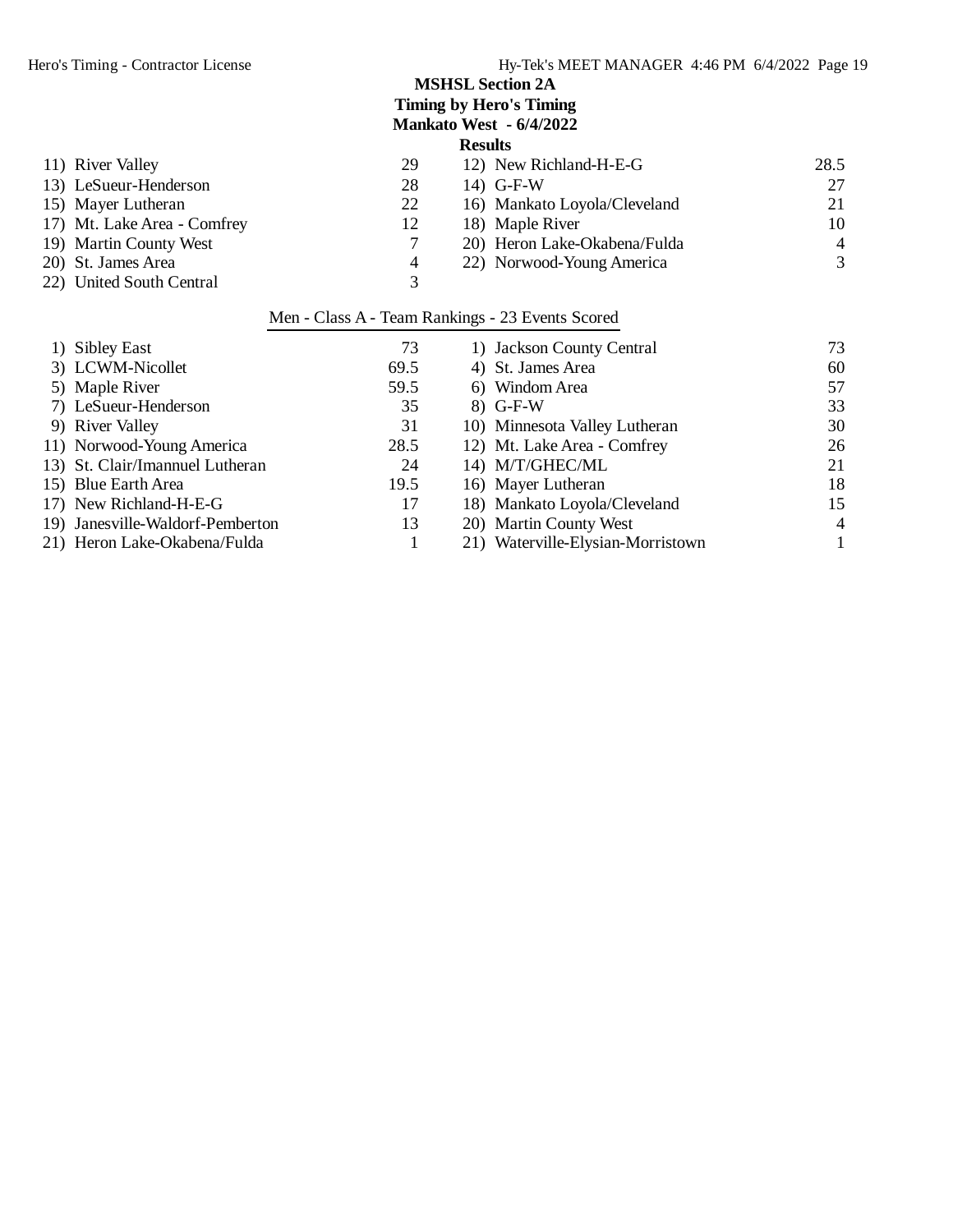**MSHSL Section 2A**
**Timing by Hero's Timing**
**Mankato West - 6/4/2022**
**Results**

| | | | |
|---|---|---|---|
| 11) River Valley | 29 | 12) New Richland-H-E-G | 28.5 |
| 13) LeSueur-Henderson | 28 | 14) G-F-W | 27 |
| 15) Mayer Lutheran | 22 | 16) Mankato Loyola/Cleveland | 21 |
| 17) Mt. Lake Area - Comfrey | 12 | 18) Maple River | 10 |
| 19) Martin County West | 7 | 20) Heron Lake-Okabena/Fulda | 4 |
| 20) St. James Area | 4 | 22) Norwood-Young America | 3 |
| 22) United South Central | 3 | | |

## Men - Class A - Team Rankings - 23 Events Scored

| | | | |
|---|---|---|---|
| 1) Sibley East | 73 | 1) Jackson County Central | 73 |
| 3) LCWM-Nicollet | 69.5 | 4) St. James Area | 60 |
| 5) Maple River | 59.5 | 6) Windom Area | 57 |
| 7) LeSueur-Henderson | 35 | 8) G-F-W | 33 |
| 9) River Valley | 31 | 10) Minnesota Valley Lutheran | 30 |
| 11) Norwood-Young America | 28.5 | 12) Mt. Lake Area - Comfrey | 26 |
| 13) St. Clair/Imannuel Lutheran | 24 | 14) M/T/GHEC/ML | 21 |
| 15) Blue Earth Area | 19.5 | 16) Mayer Lutheran | 18 |
| 17) New Richland-H-E-G | 17 | 18) Mankato Loyola/Cleveland | 15 |
| 19) Janesville-Waldorf-Pemberton | 13 | 20) Martin County West | 4 |
| 21) Heron Lake-Okabena/Fulda | 1 | 21) Waterville-Elysian-Morristown | 1 |